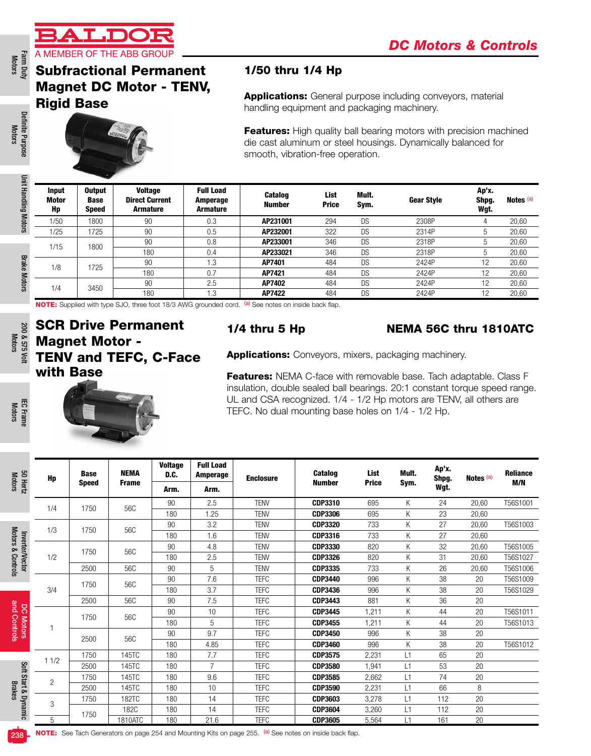# BALDOR

A MEMBER OF THE ABB GROUP

**DC Motors & Controls**

## Subfractional Permanent Magnet DC Motor - TENV, Rigid Base

### 1/50 thru 1/4 Hp

**Applications:** General purpose including conveyors, material handling equipment and packaging machinery.

**Features:** High quality ball bearing motors with precision machined die cast aluminum or steel housings. Dynamically balanced for smooth, vibration-free operation.

| Input Motor Hp | Output Base Speed | Voltage Direct Current Armature | Full Load Amperage Armature | Catalog Number | List Price | Mult. Sym. | Gear Style | Ap'x. Shpg. Wgt. | Notes [a] |
|---|---|---|---|---|---|---|---|---|---|
| 1/50 | 1800 | 90 | 0.3 | **AP231001** | 294 | DS | 2308P | 4 | 20,60 |
| 1/25 | 1725 | 90 | 0.5 | **AP232001** | 322 | DS | 2314P | 5 | 20,60 |
| 1/15 | 1800 | 90 | 0.8 | **AP233001** | 346 | DS | 2318P | 5 | 20,60 |
| | | 180 | 0.4 | **AP233021** | 346 | DS | 2318P | 5 | 20,60 |
| 1/8 | 1725 | 90 | 1.3 | **AP7401** | 484 | DS | 2424P | 12 | 20,60 |
| | | 180 | 0.7 | **AP7421** | 484 | DS | 2424P | 12 | 20,60 |
| 1/4 | 3450 | 90 | 2.5 | **AP7402** | 484 | DS | 2424P | 12 | 20,60 |
| | | 180 | 1.3 | **AP7422** | 484 | DS | 2424P | 12 | 20,60 |

**NOTE:** Supplied with type SJO, three foot 18/3 AWG grounded cord. [a] See notes on inside back flap.

## SCR Drive Permanent Magnet Motor - TENV and TEFC, C-Face with Base

### 1/4 thru 5 Hp

### NEMA 56C thru 1810ATC

**Applications:** Conveyors, mixers, packaging machinery.

**Features:** NEMA C-face with removable base. Tach adaptable. Class F insulation, double sealed ball bearings. 20:1 constant torque speed range. UL and CSA recognized. 1/4 - 1/2 Hp motors are TENV, all others are TEFC. No dual mounting base holes on 1/4 - 1/2 Hp.

| Hp | Base Speed | NEMA Frame | Voltage D.C. Arm. | Full Load Amperage Arm. | Enclosure | Catalog Number | List Price | Mult. Sym. | Ap'x. Shpg. Wgt. | Notes [a] | Reliance M/N |
|---|---|---|---|---|---|---|---|---|---|---|---|
| 1/4 | 1750 | 56C | 90 | 2.5 | TENV | **CDP3310** | 695 | K | 24 | 20,60 | T56S1001 |
| | | | 180 | 1.25 | TENV | **CDP3306** | 695 | K | 23 | 20,60 | |
| 1/3 | 1750 | 56C | 90 | 3.2 | TENV | **CDP3320** | 733 | K | 27 | 20,60 | T56S1003 |
| | | | 180 | 1.6 | TENV | **CDP3316** | 733 | K | 27 | 20,60 | |
| 1/2 | 1750 | 56C | 90 | 4.8 | TENV | **CDP3330** | 820 | K | 32 | 20,60 | T56S1005 |
| | | | 180 | 2.5 | TENV | **CDP3326** | 820 | K | 31 | 20,60 | T56S1027 |
| | 2500 | 56C | 90 | 5 | TENV | **CDP3335** | 733 | K | 26 | 20,60 | T56S1006 |
| 3/4 | 1750 | 56C | 90 | 7.6 | TEFC | **CDP3440** | 996 | K | 38 | 20 | T56S1009 |
| | | | 180 | 3.7 | TEFC | **CDP3436** | 996 | K | 38 | 20 | T56S1029 |
| | 2500 | 56C | 90 | 7.5 | TEFC | **CDP3443** | 881 | K | 36 | 20 | |
| 1 | 1750 | 56C | 90 | 10 | TEFC | **CDP3445** | 1,211 | K | 44 | 20 | T56S1011 |
| | | | 180 | 5 | TEFC | **CDP3455** | 1,211 | K | 44 | 20 | T56S1013 |
| | 2500 | 56C | 90 | 9.7 | TEFC | **CDP3450** | 996 | K | 38 | 20 | |
| | | | 180 | 4.85 | TEFC | **CDP3460** | 996 | K | 38 | 20 | T56S1012 |
| 1 1/2 | 1750 | 145TC | 180 | 7.7 | TEFC | **CDP3575** | 2,231 | L1 | 65 | 20 | |
| | 2500 | 145TC | 180 | 7 | TEFC | **CDP3580** | 1,941 | L1 | 53 | 20 | |
| 2 | 1750 | 145TC | 180 | 9.6 | TEFC | **CDP3585** | 2,662 | L1 | 74 | 20 | |
| | 2500 | 145TC | 180 | 10 | TEFC | **CDP3590** | 2,231 | L1 | 66 | 8 | |
| 3 | 1750 | 182TC | 180 | 14 | TEFC | **CDP3603** | 3,278 | L1 | 112 | 20 | |
| | 1750 | 182C | 180 | 14 | TEFC | **CDP3604** | 3,260 | L1 | 112 | 20 | |
| 5 | | 1810ATC | 180 | 21.6 | TEFC | **CDP3605** | 5,564 | L1 | 161 | 20 | |

**NOTE:** See Tach Generators on page 254 and Mounting Kits on page 255. [a] See notes on inside back flap.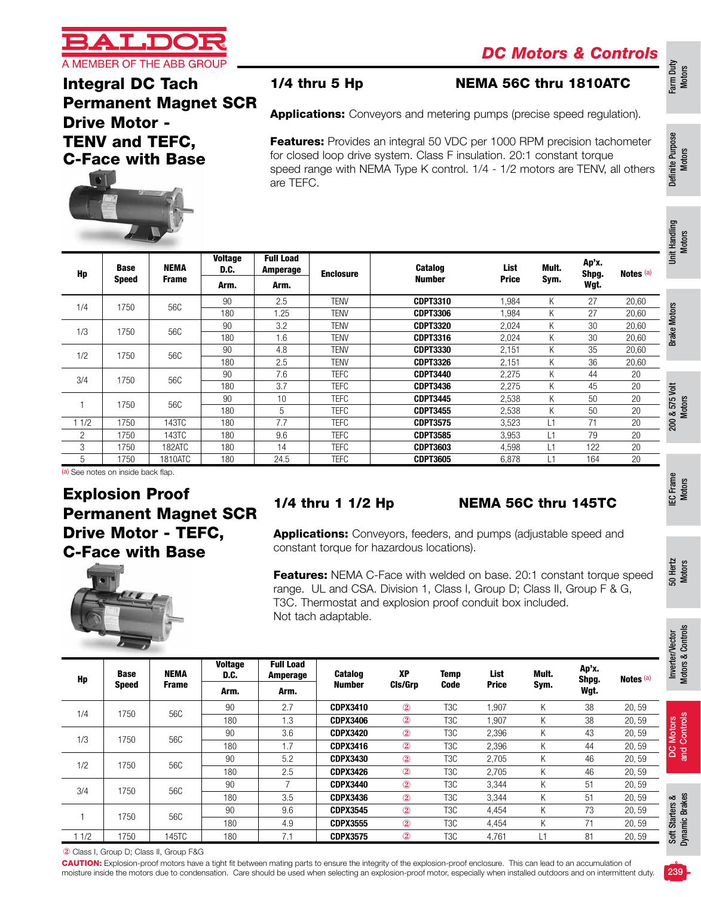# DC Motors & Controls

## Integral DC Tach Permanent Magnet SCR Drive Motor - TENV and TEFC, C-Face with Base

### 1/4 thru 5 Hp — NEMA 56C thru 1810ATC

**Applications:** Conveyors and metering pumps (precise speed regulation).

**Features:** Provides an integral 50 VDC per 1000 RPM precision tachometer for closed loop drive system. Class F insulation. 20:1 constant torque speed range with NEMA Type K control. 1/4 - 1/2 motors are TENV, all others are TEFC.

| Hp | Base Speed | NEMA Frame | Voltage D.C. Arm. | Full Load Amperage Arm. | Enclosure | Catalog Number | List Price | Mult. Sym. | Ap'x. Shpg. Wgt. | Notes [a] |
|---|---|---|---|---|---|---|---|---|---|---|
| 1/4 | 1750 | 56C | 90 | 2.5 | TENV | **CDPT3310** | 1,984 | K | 27 | 20,60 |
| | | | 180 | 1.25 | TENV | **CDPT3306** | 1,984 | K | 27 | 20,60 |
| 1/3 | 1750 | 56C | 90 | 3.2 | TENV | **CDPT3320** | 2,024 | K | 30 | 20,60 |
| | | | 180 | 1.6 | TENV | **CDPT3316** | 2,024 | K | 30 | 20,60 |
| 1/2 | 1750 | 56C | 90 | 4.8 | TENV | **CDPT3330** | 2,151 | K | 35 | 20,60 |
| | | | 180 | 2.5 | TENV | **CDPT3326** | 2,151 | K | 36 | 20,60 |
| 3/4 | 1750 | 56C | 90 | 7.6 | TEFC | **CDPT3440** | 2,275 | K | 44 | 20 |
| | | | 180 | 3.7 | TEFC | **CDPT3436** | 2,275 | K | 45 | 20 |
| 1 | 1750 | 56C | 90 | 10 | TEFC | **CDPT3445** | 2,538 | K | 50 | 20 |
| | | | 180 | 5 | TEFC | **CDPT3455** | 2,538 | K | 50 | 20 |
| 1 1/2 | 1750 | 143TC | 180 | 7.7 | TEFC | **CDPT3575** | 3,523 | L1 | 71 | 20 |
| 2 | 1750 | 143TC | 180 | 9.6 | TEFC | **CDPT3585** | 3,953 | L1 | 79 | 20 |
| 3 | 1750 | 182ATC | 180 | 14 | TEFC | **CDPT3603** | 4,598 | L1 | 122 | 20 |
| 5 | 1750 | 1810ATC | 180 | 24.5 | TEFC | **CDPT3605** | 6,878 | L1 | 164 | 20 |

[a] See notes on inside back flap.

## Explosion Proof Permanent Magnet SCR Drive Motor - TEFC, C-Face with Base

### 1/4 thru 1 1/2 Hp — NEMA 56C thru 145TC

**Applications:** Conveyors, feeders, and pumps (adjustable speed and constant torque for hazardous locations).

**Features:** NEMA C-Face with welded on base. 20:1 constant torque speed range. UL and CSA. Division 1, Class I, Group D; Class II, Group F & G, T3C. Thermostat and explosion proof conduit box included. Not tach adaptable.

| Hp | Base Speed | NEMA Frame | Voltage D.C. Arm. | Full Load Amperage Arm. | Catalog Number | XP Cls/Grp | Temp Code | List Price | Mult. Sym. | Ap'x. Shpg. Wgt. | Notes [a] |
|---|---|---|---|---|---|---|---|---|---|---|---|
| 1/4 | 1750 | 56C | 90 | 2.7 | **CDPX3410** | ② | T3C | 1,907 | K | 38 | 20, 59 |
| | | | 180 | 1.3 | **CDPX3406** | ② | T3C | 1,907 | K | 38 | 20, 59 |
| 1/3 | 1750 | 56C | 90 | 3.6 | **CDPX3420** | ② | T3C | 2,396 | K | 43 | 20, 59 |
| | | | 180 | 1.7 | **CDPX3416** | ② | T3C | 2,396 | K | 44 | 20, 59 |
| 1/2 | 1750 | 56C | 90 | 5.2 | **CDPX3430** | ② | T3C | 2,705 | K | 46 | 20, 59 |
| | | | 180 | 2.5 | **CDPX3426** | ② | T3C | 2,705 | K | 46 | 20, 59 |
| 3/4 | 1750 | 56C | 90 | 7 | **CDPX3440** | ② | T3C | 3,344 | K | 51 | 20, 59 |
| | | | 180 | 3.5 | **CDPX3436** | ② | T3C | 3,344 | K | 51 | 20, 59 |
| 1 | 1750 | 56C | 90 | 9.6 | **CDPX3545** | ② | T3C | 4,454 | K | 73 | 20, 59 |
| | | | 180 | 4.9 | **CDPX3555** | ② | T3C | 4,454 | K | 71 | 20, 59 |
| 1 1/2 | 1750 | 145TC | 180 | 7.1 | **CDPX3575** | ② | T3C | 4,761 | L1 | 81 | 20, 59 |

② Class I, Group D; Class II, Group F&G

**CAUTION:** Explosion-proof motors have a tight fit between mating parts to ensure the integrity of the explosion-proof enclosure. This can lead to an accumulation of moisture inside the motors due to condensation. Care should be used when selecting an explosion-proof motor, especially when installed outdoors and on intermittent duty.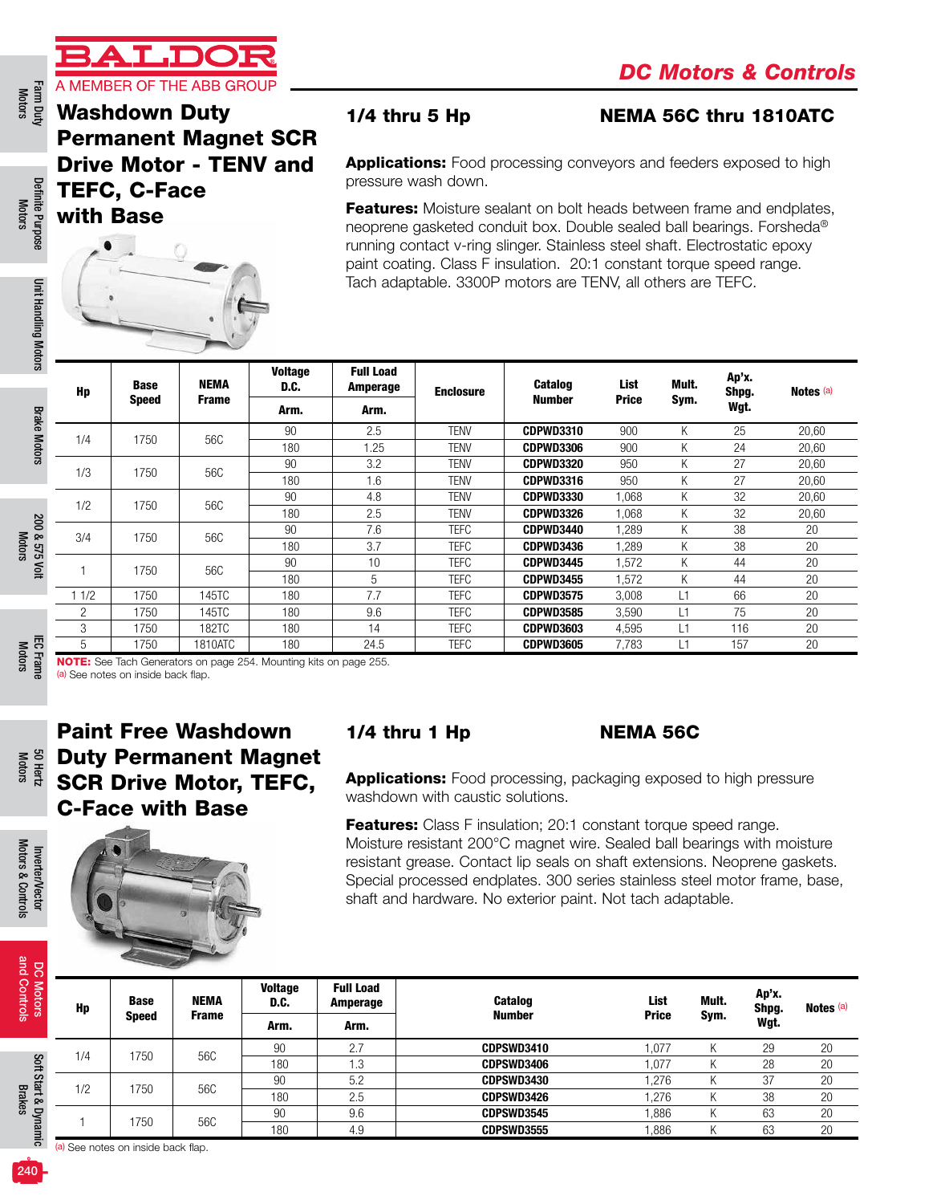# DC Motors & Controls

## Washdown Duty Permanent Magnet SCR Drive Motor - TENV and TEFC, C-Face with Base

### 1/4 thru 5 Hp — NEMA 56C thru 1810ATC

**Applications:** Food processing conveyors and feeders exposed to high pressure wash down.

**Features:** Moisture sealant on bolt heads between frame and endplates, neoprene gasketed conduit box. Double sealed ball bearings. Forsheda® running contact v-ring slinger. Stainless steel shaft. Electrostatic epoxy paint coating. Class F insulation. 20:1 constant torque speed range. Tach adaptable. 3300P motors are TENV, all others are TEFC.

| Hp | Base Speed | NEMA Frame | Voltage D.C. | Full Load Amperage | Enclosure | Catalog Number | List Price | Mult. Sym. | Ap'x. Shpg. Wgt. | Notes (a) |
|---|---|---|---|---|---|---|---|---|---|---|
| | | | Arm. | Arm. | | | | | | |
| 1/4 | 1750 | 56C | 90 | 2.5 | TENV | **CDPWD3310** | 900 | K | 25 | 20,60 |
| | | | 180 | 1.25 | TENV | **CDPWD3306** | 900 | K | 24 | 20,60 |
| 1/3 | 1750 | 56C | 90 | 3.2 | TENV | **CDPWD3320** | 950 | K | 27 | 20,60 |
| | | | 180 | 1.6 | TENV | **CDPWD3316** | 950 | K | 27 | 20,60 |
| 1/2 | 1750 | 56C | 90 | 4.8 | TENV | **CDPWD3330** | 1,068 | K | 32 | 20,60 |
| | | | 180 | 2.5 | TENV | **CDPWD3326** | 1,068 | K | 32 | 20,60 |
| 3/4 | 1750 | 56C | 90 | 7.6 | TEFC | **CDPWD3440** | 1,289 | K | 38 | 20 |
| | | | 180 | 3.7 | TEFC | **CDPWD3436** | 1,289 | K | 38 | 20 |
| 1 | 1750 | 56C | 90 | 10 | TEFC | **CDPWD3445** | 1,572 | K | 44 | 20 |
| | | | 180 | 5 | TEFC | **CDPWD3455** | 1,572 | K | 44 | 20 |
| 1 1/2 | 1750 | 145TC | 180 | 7.7 | TEFC | **CDPWD3575** | 3,008 | L1 | 66 | 20 |
| 2 | 1750 | 145TC | 180 | 9.6 | TEFC | **CDPWD3585** | 3,590 | L1 | 75 | 20 |
| 3 | 1750 | 182TC | 180 | 14 | TEFC | **CDPWD3603** | 4,595 | L1 | 116 | 20 |
| 5 | 1750 | 1810ATC | 180 | 24.5 | TEFC | **CDPWD3605** | 7,783 | L1 | 157 | 20 |

**NOTE:** See Tach Generators on page 254. Mounting kits on page 255.
(a) See notes on inside back flap.

## Paint Free Washdown Duty Permanent Magnet SCR Drive Motor, TEFC, C-Face with Base

### 1/4 thru 1 Hp — NEMA 56C

**Applications:** Food processing, packaging exposed to high pressure washdown with caustic solutions.

**Features:** Class F insulation; 20:1 constant torque speed range. Moisture resistant 200°C magnet wire. Sealed ball bearings with moisture resistant grease. Contact lip seals on shaft extensions. Neoprene gaskets. Special processed endplates. 300 series stainless steel motor frame, base, shaft and hardware. No exterior paint. Not tach adaptable.

| Hp | Base Speed | NEMA Frame | Voltage D.C. | Full Load Amperage | Catalog Number | List Price | Mult. Sym. | Ap'x. Shpg. Wgt. | Notes (a) |
|---|---|---|---|---|---|---|---|---|---|
| | | | Arm. | Arm. | | | | | |
| 1/4 | 1750 | 56C | 90 | 2.7 | **CDPSWD3410** | 1,077 | K | 29 | 20 |
| | | | 180 | 1.3 | **CDPSWD3406** | 1,077 | K | 28 | 20 |
| 1/2 | 1750 | 56C | 90 | 5.2 | **CDPSWD3430** | 1,276 | K | 37 | 20 |
| | | | 180 | 2.5 | **CDPSWD3426** | 1,276 | K | 38 | 20 |
| 1 | 1750 | 56C | 90 | 9.6 | **CDPSWD3545** | 1,886 | K | 63 | 20 |
| | | | 180 | 4.9 | **CDPSWD3555** | 1,886 | K | 63 | 20 |

(a) See notes on inside back flap.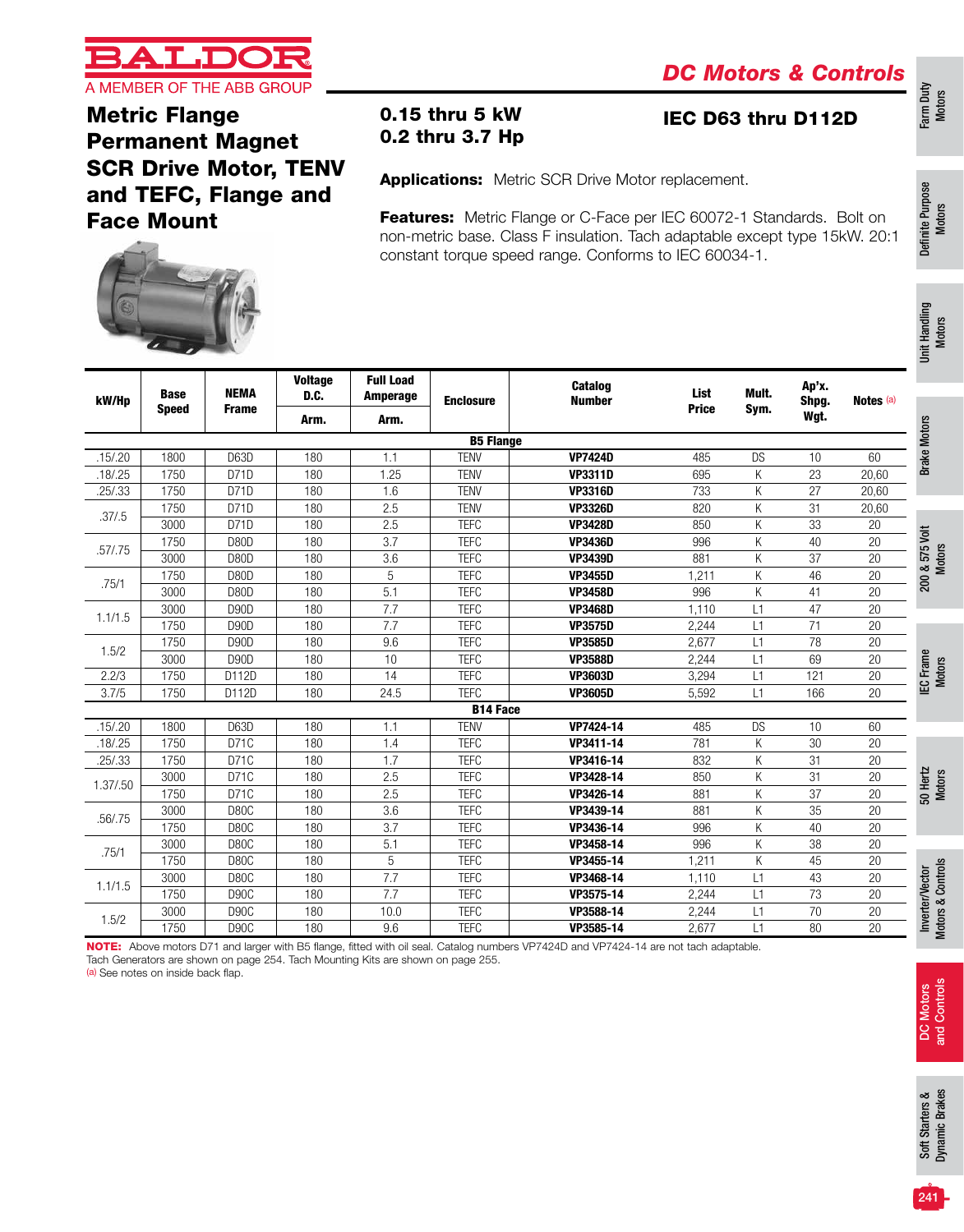# Metric Flange Permanent Magnet SCR Drive Motor, TENV and TEFC, Flange and Face Mount

## DC Motors & Controls

**0.15 thru 5 kW**
**0.2 thru 3.7 Hp**

**IEC D63 thru D112D**

**Applications:** Metric SCR Drive Motor replacement.

**Features:** Metric Flange or C-Face per IEC 60072-1 Standards. Bolt on non-metric base. Class F insulation. Tach adaptable except type 15kW. 20:1 constant torque speed range. Conforms to IEC 60034-1.

| kW/Hp | Base Speed | NEMA Frame | Voltage D.C. Arm. | Full Load Amperage Arm. | Enclosure | Catalog Number | List Price | Mult. Sym. | Ap'x. Shpg. Wgt. | Notes [a] |
|---|---|---|---|---|---|---|---|---|---|---|
| **B5 Flange** | | | | | | | | | | |
| .15/.20 | 1800 | D63D | 180 | 1.1 | TENV | **VP7424D** | 485 | DS | 10 | 60 |
| .18/.25 | 1750 | D71D | 180 | 1.25 | TENV | **VP3311D** | 695 | K | 23 | 20,60 |
| .25/.33 | 1750 | D71D | 180 | 1.6 | TENV | **VP3316D** | 733 | K | 27 | 20,60 |
| .37/.5 | 1750 | D71D | 180 | 2.5 | TENV | **VP3326D** | 820 | K | 31 | 20,60 |
| | 3000 | D71D | 180 | 2.5 | TEFC | **VP3428D** | 850 | K | 33 | 20 |
| .57/.75 | 1750 | D80D | 180 | 3.7 | TEFC | **VP3436D** | 996 | K | 40 | 20 |
| | 3000 | D80D | 180 | 3.6 | TEFC | **VP3439D** | 881 | K | 37 | 20 |
| .75/1 | 1750 | D80D | 180 | 5 | TEFC | **VP3455D** | 1,211 | K | 46 | 20 |
| | 3000 | D80D | 180 | 5.1 | TEFC | **VP3458D** | 996 | K | 41 | 20 |
| 1.1/1.5 | 3000 | D90D | 180 | 7.7 | TEFC | **VP3468D** | 1,110 | L1 | 47 | 20 |
| | 1750 | D90D | 180 | 7.7 | TEFC | **VP3575D** | 2,244 | L1 | 71 | 20 |
| 1.5/2 | 1750 | D90D | 180 | 9.6 | TEFC | **VP3585D** | 2,677 | L1 | 78 | 20 |
| | 3000 | D90D | 180 | 10 | TEFC | **VP3588D** | 2,244 | L1 | 69 | 20 |
| 2.2/3 | 1750 | D112D | 180 | 14 | TEFC | **VP3603D** | 3,294 | L1 | 121 | 20 |
| 3.7/5 | 1750 | D112D | 180 | 24.5 | TEFC | **VP3605D** | 5,592 | L1 | 166 | 20 |
| **B14 Face** | | | | | | | | | | |
| .15/.20 | 1800 | D63D | 180 | 1.1 | TENV | **VP7424-14** | 485 | DS | 10 | 60 |
| .18/.25 | 1750 | D71C | 180 | 1.4 | TEFC | **VP3411-14** | 781 | K | 30 | 20 |
| .25/.33 | 1750 | D71C | 180 | 1.7 | TEFC | **VP3416-14** | 832 | K | 31 | 20 |
| 1.37/.50 | 3000 | D71C | 180 | 2.5 | TEFC | **VP3428-14** | 850 | K | 31 | 20 |
| | 1750 | D71C | 180 | 2.5 | TEFC | **VP3426-14** | 881 | K | 37 | 20 |
| .56/.75 | 3000 | D80C | 180 | 3.6 | TEFC | **VP3439-14** | 881 | K | 35 | 20 |
| | 1750 | D80C | 180 | 3.7 | TEFC | **VP3436-14** | 996 | K | 40 | 20 |
| .75/1 | 3000 | D80C | 180 | 5.1 | TEFC | **VP3458-14** | 996 | K | 38 | 20 |
| | 1750 | D80C | 180 | 5 | TEFC | **VP3455-14** | 1,211 | K | 45 | 20 |
| 1.1/1.5 | 3000 | D80C | 180 | 7.7 | TEFC | **VP3468-14** | 1,110 | L1 | 43 | 20 |
| | 1750 | D90C | 180 | 7.7 | TEFC | **VP3575-14** | 2,244 | L1 | 73 | 20 |
| 1.5/2 | 3000 | D90C | 180 | 10.0 | TEFC | **VP3588-14** | 2,244 | L1 | 70 | 20 |
| | 1750 | D90C | 180 | 9.6 | TEFC | **VP3585-14** | 2,677 | L1 | 80 | 20 |

**NOTE:** Above motors D71 and larger with B5 flange, fitted with oil seal. Catalog numbers VP7424D and VP7424-14 are not tach adaptable.
Tach Generators are shown on page 254. Tach Mounting Kits are shown on page 255.
[a] See notes on inside back flap.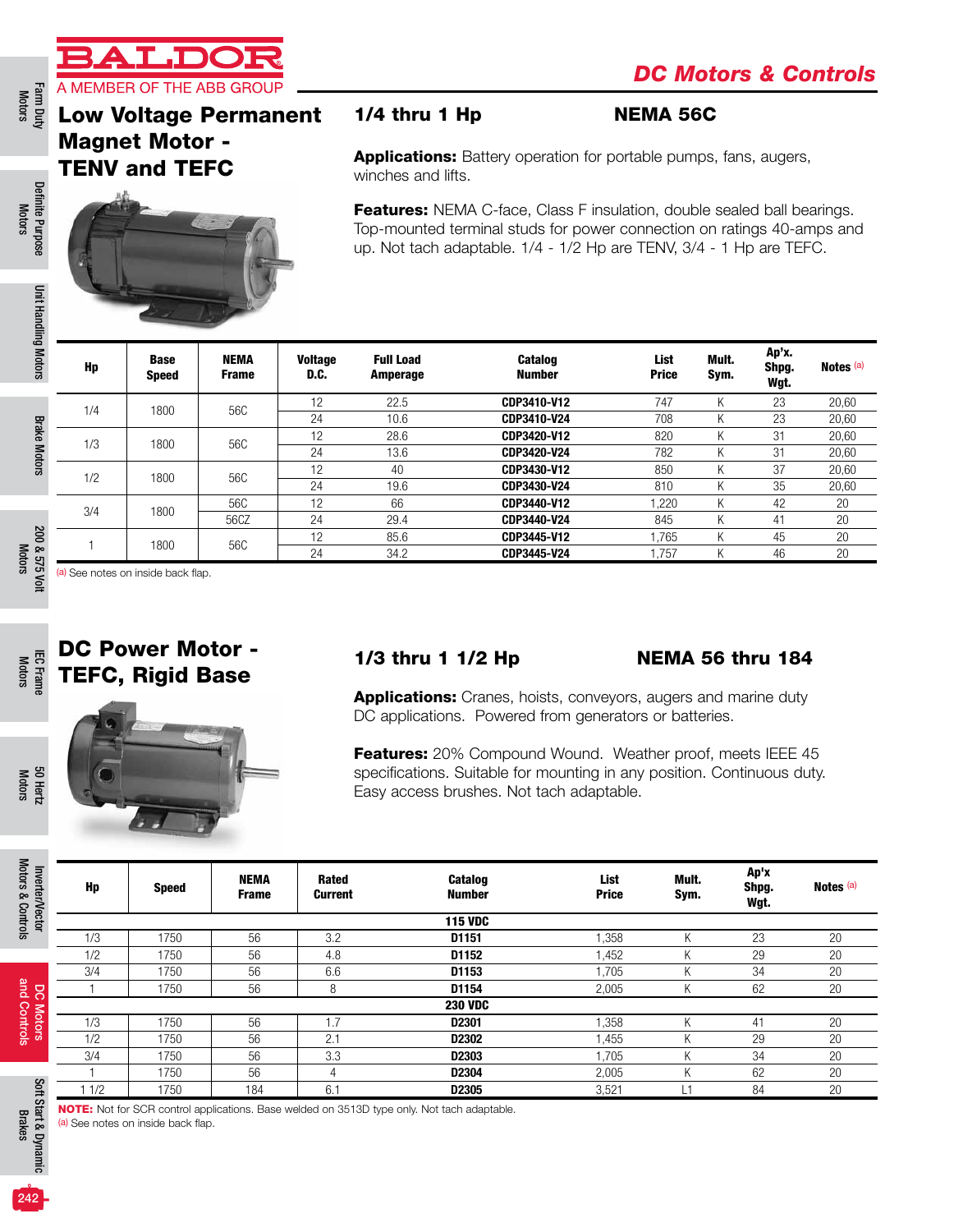# DC Motors & Controls

## Low Voltage Permanent Magnet Motor - TENV and TEFC

### 1/4 thru 1 Hp — NEMA 56C

**Applications:** Battery operation for portable pumps, fans, augers, winches and lifts.

**Features:** NEMA C-face, Class F insulation, double sealed ball bearings. Top-mounted terminal studs for power connection on ratings 40-amps and up. Not tach adaptable. 1/4 - 1/2 Hp are TENV, 3/4 - 1 Hp are TEFC.

| Hp | Base Speed | NEMA Frame | Voltage D.C. | Full Load Amperage | Catalog Number | List Price | Mult. Sym. | Ap'x. Shpg. Wgt. | Notes [a] |
|---|---|---|---|---|---|---|---|---|---|
| 1/4 | 1800 | 56C | 12 | 22.5 | **CDP3410-V12** | 747 | K | 23 | 20,60 |
| | | | 24 | 10.6 | **CDP3410-V24** | 708 | K | 23 | 20,60 |
| 1/3 | 1800 | 56C | 12 | 28.6 | **CDP3420-V12** | 820 | K | 31 | 20,60 |
| | | | 24 | 13.6 | **CDP3420-V24** | 782 | K | 31 | 20,60 |
| 1/2 | 1800 | 56C | 12 | 40 | **CDP3430-V12** | 850 | K | 37 | 20,60 |
| | | | 24 | 19.6 | **CDP3430-V24** | 810 | K | 35 | 20,60 |
| 3/4 | 1800 | 56C | 12 | 66 | **CDP3440-V12** | 1,220 | K | 42 | 20 |
| | | 56CZ | 24 | 29.4 | **CDP3440-V24** | 845 | K | 41 | 20 |
| 1 | 1800 | 56C | 12 | 85.6 | **CDP3445-V12** | 1,765 | K | 45 | 20 |
| | | | 24 | 34.2 | **CDP3445-V24** | 1,757 | K | 46 | 20 |

[a] See notes on inside back flap.

## DC Power Motor - TEFC, Rigid Base

### 1/3 thru 1 1/2 Hp — NEMA 56 thru 184

**Applications:** Cranes, hoists, conveyors, augers and marine duty DC applications. Powered from generators or batteries.

**Features:** 20% Compound Wound. Weather proof, meets IEEE 45 specifications. Suitable for mounting in any position. Continuous duty. Easy access brushes. Not tach adaptable.

| Hp | Speed | NEMA Frame | Rated Current | Catalog Number | List Price | Mult. Sym. | Ap'x Shpg. Wgt. | Notes [a] |
|---|---|---|---|---|---|---|---|---|
| | | | | **115 VDC** | | | | |
| 1/3 | 1750 | 56 | 3.2 | **D1151** | 1,358 | K | 23 | 20 |
| 1/2 | 1750 | 56 | 4.8 | **D1152** | 1,452 | K | 29 | 20 |
| 3/4 | 1750 | 56 | 6.6 | **D1153** | 1,705 | K | 34 | 20 |
| 1 | 1750 | 56 | 8 | **D1154** | 2,005 | K | 62 | 20 |
| | | | | **230 VDC** | | | | |
| 1/3 | 1750 | 56 | 1.7 | **D2301** | 1,358 | K | 41 | 20 |
| 1/2 | 1750 | 56 | 2.1 | **D2302** | 1,455 | K | 29 | 20 |
| 3/4 | 1750 | 56 | 3.3 | **D2303** | 1,705 | K | 34 | 20 |
| 1 | 1750 | 56 | 4 | **D2304** | 2,005 | K | 62 | 20 |
| 1 1/2 | 1750 | 184 | 6.1 | **D2305** | 3,521 | L1 | 84 | 20 |

**NOTE:** Not for SCR control applications. Base welded on 3513D type only. Not tach adaptable.
[a] See notes on inside back flap.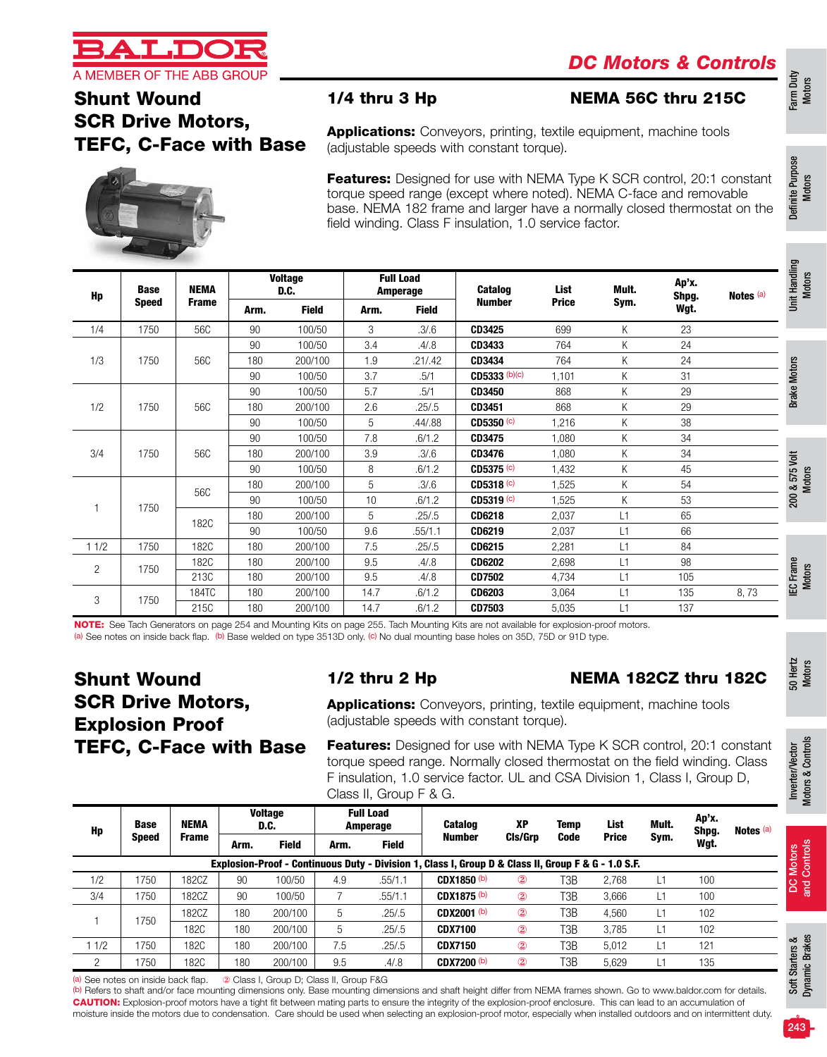BALDOR

A MEMBER OF THE ABB GROUP

**DC Motors & Controls**

# Shunt Wound SCR Drive Motors, TEFC, C-Face with Base

## 1/4 thru 3 Hp — NEMA 56C thru 215C

**Applications:** Conveyors, printing, textile equipment, machine tools (adjustable speeds with constant torque).

**Features:** Designed for use with NEMA Type K SCR control, 20:1 constant torque speed range (except where noted). NEMA C-face and removable base. NEMA 182 frame and larger have a normally closed thermostat on the field winding. Class F insulation, 1.0 service factor.

| Hp | Base Speed | NEMA Frame | Voltage D.C. | | Full Load Amperage | | Catalog Number | List Price | Mult. Sym. | Ap'x. Shpg. Wgt. | Notes [a] |
|---|---|---|---|---|---|---|---|---|---|---|---|
| | | | Arm. | Field | Arm. | Field | | | | | |
| 1/4 | 1750 | 56C | 90 | 100/50 | 3 | .3/.6 | **CD3425** | 699 | K | 23 | |
| 1/3 | 1750 | 56C | 90 | 100/50 | 3.4 | .4/.8 | **CD3433** | 764 | K | 24 | |
| | | | 180 | 200/100 | 1.9 | .21/.42 | **CD3434** | 764 | K | 24 | |
| | | | 90 | 100/50 | 3.7 | .5/1 | **CD5333** [b][c] | 1,101 | K | 31 | |
| 1/2 | 1750 | 56C | 90 | 100/50 | 5.7 | .5/1 | **CD3450** | 868 | K | 29 | |
| | | | 180 | 200/100 | 2.6 | .25/.5 | **CD3451** | 868 | K | 29 | |
| | | | 90 | 100/50 | 5 | .44/.88 | **CD5350** [c] | 1,216 | K | 38 | |
| 3/4 | 1750 | 56C | 90 | 100/50 | 7.8 | .6/1.2 | **CD3475** | 1,080 | K | 34 | |
| | | | 180 | 200/100 | 3.9 | .3/.6 | **CD3476** | 1,080 | K | 34 | |
| | | | 90 | 100/50 | 8 | .6/1.2 | **CD5375** [c] | 1,432 | K | 45 | |
| 1 | 1750 | 56C | 180 | 200/100 | 5 | .3/.6 | **CD5318** [c] | 1,525 | K | 54 | |
| | | | 90 | 100/50 | 10 | .6/1.2 | **CD5319** [c] | 1,525 | K | 53 | |
| | | 182C | 180 | 200/100 | 5 | .25/.5 | **CD6218** | 2,037 | L1 | 65 | |
| | | | 90 | 100/50 | 9.6 | .55/1.1 | **CD6219** | 2,037 | L1 | 66 | |
| 1 1/2 | 1750 | 182C | 180 | 200/100 | 7.5 | .25/.5 | **CD6215** | 2,281 | L1 | 84 | |
| 2 | 1750 | 182C | 180 | 200/100 | 9.5 | .4/.8 | **CD6202** | 2,698 | L1 | 98 | |
| | | 213C | 180 | 200/100 | 9.5 | .4/.8 | **CD7502** | 4,734 | L1 | 105 | |
| 3 | 1750 | 184TC | 180 | 200/100 | 14.7 | .6/1.2 | **CD6203** | 3,064 | L1 | 135 | 8, 73 |
| | | 215C | 180 | 200/100 | 14.7 | .6/1.2 | **CD7503** | 5,035 | L1 | 137 | |

**NOTE:** See Tach Generators on page 254 and Mounting Kits on page 255. Tach Mounting Kits are not available for explosion-proof motors.
[a] See notes on inside back flap. [b] Base welded on type 3513D only. [c] No dual mounting base holes on 35D, 75D or 91D type.

# Shunt Wound SCR Drive Motors, Explosion Proof TEFC, C-Face with Base

## 1/2 thru 2 Hp — NEMA 182CZ thru 182C

**Applications:** Conveyors, printing, textile equipment, machine tools (adjustable speeds with constant torque).

**Features:** Designed for use with NEMA Type K SCR control, 20:1 constant torque speed range. Normally closed thermostat on the field winding. Class F insulation, 1.0 service factor. UL and CSA Division 1, Class I, Group D, Class II, Group F & G.

| Hp | Base Speed | NEMA Frame | Voltage D.C. | | Full Load Amperage | | Catalog Number | XP Cls/Grp | Temp Code | List Price | Mult. Sym. | Ap'x. Shpg. Wgt. | Notes [a] |
|---|---|---|---|---|---|---|---|---|---|---|---|---|---|
| | | | Arm. | Field | Arm. | Field | | | | | | | |
| **Explosion-Proof - Continuous Duty - Division 1, Class I, Group D & Class II, Group F & G - 1.0 S.F.** | | | | | | | | | | | | | |
| 1/2 | 1750 | 182CZ | 90 | 100/50 | 4.9 | .55/1.1 | **CDX1850** [b] | ② | T3B | 2,768 | L1 | 100 | |
| 3/4 | 1750 | 182CZ | 90 | 100/50 | 7 | .55/1.1 | **CDX1875** [b] | ② | T3B | 3,666 | L1 | 100 | |
| 1 | 1750 | 182CZ | 180 | 200/100 | 5 | .25/.5 | **CDX2001** [b] | ② | T3B | 4,560 | L1 | 102 | |
| | | 182C | 180 | 200/100 | 5 | .25/.5 | **CDX7100** | ② | T3B | 3,785 | L1 | 102 | |
| 1 1/2 | 1750 | 182C | 180 | 200/100 | 7.5 | .25/.5 | **CDX7150** | ② | T3B | 5,012 | L1 | 121 | |
| 2 | 1750 | 182C | 180 | 200/100 | 9.5 | .4/.8 | **CDX7200** [b] | ② | T3B | 5,629 | L1 | 135 | |

[a] See notes on inside back flap. ② Class I, Group D; Class II, Group F&G
[b] Refers to shaft and/or face mounting dimensions only. Base mounting dimensions and shaft height differ from NEMA frames shown. Go to www.baldor.com for details.
**CAUTION:** Explosion-proof motors have a tight fit between mating parts to ensure the integrity of the explosion-proof enclosure. This can lead to an accumulation of moisture inside the motors due to condensation. Care should be used when selecting an explosion-proof motor, especially when installed outdoors and on intermittent duty.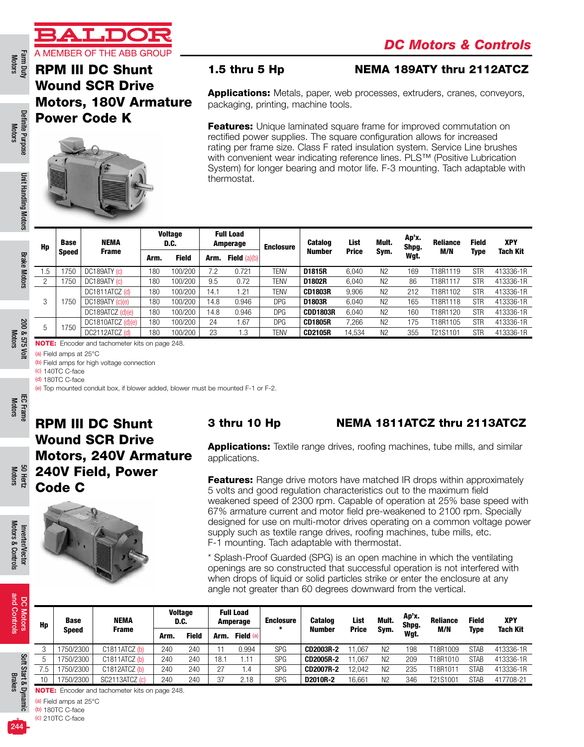# BALDOR

A MEMBER OF THE ABB GROUP

## DC Motors & Controls

## RPM III DC Shunt Wound SCR Drive Motors, 180V Armature Power Code K

### 1.5 thru 5 Hp — NEMA 189ATY thru 2112ATCZ

**Applications:** Metals, paper, web processes, extruders, cranes, conveyors, packaging, printing, machine tools.

**Features:** Unique laminated square frame for improved commutation on rectified power supplies. The square configuration allows for increased rating per frame size. Class F rated insulation system. Service Line brushes with convenient wear indicating reference lines. PLS™ (Positive Lubrication System) for longer bearing and motor life. F-3 mounting. Tach adaptable with thermostat.

| Hp | Base Speed | NEMA Frame | Voltage D.C. | | Full Load Amperage | | Enclosure | Catalog Number | List Price | Mult. Sym. | Ap'x. Shpg. Wgt. | Reliance M/N | Field Type | XPY Tach Kit |
|---|---|---|---|---|---|---|---|---|---|---|---|---|---|---|
| | | | Arm. | Field | Arm. | Field (a)(b) | | | | | | | | |
| 1.5 | 1750 | DC189ATY (c) | 180 | 100/200 | 7.2 | 0.721 | TENV | **D1815R** | 6,040 | N2 | 169 | T18R1119 | STR | 413336-1R |
| 2 | 1750 | DC189ATY (c) | 180 | 100/200 | 9.5 | 0.72 | TENV | **D1802R** | 6,040 | N2 | 86 | T18R1117 | STR | 413336-1R |
| 3 | 1750 | DC1811ATCZ (d) | 180 | 100/200 | 14.1 | 1.21 | TENV | **CD1803R** | 9,906 | N2 | 212 | T18R1102 | STR | 413336-1R |
| | | DC189ATY (c)(e) | 180 | 100/200 | 14.8 | 0.946 | DPG | **D1803R** | 6,040 | N2 | 165 | T18R1118 | STR | 413336-1R |
| | | DC189ATCZ (d)(e) | 180 | 100/200 | 14.8 | 0.946 | DPG | **CDD1803R** | 6,040 | N2 | 160 | T18R1120 | STR | 413336-1R |
| 5 | 1750 | DC1810ATCZ (d)(e) | 180 | 100/200 | 24 | 1.67 | DPG | **CD1805R** | 7,266 | N2 | 175 | T18R1105 | STR | 413336-1R |
| | | DC2112ATCZ (d) | 180 | 100/200 | 23 | 1.3 | TENV | **CD2105R** | 14,534 | N2 | 355 | T21S1101 | STR | 413336-1R |

**NOTE:** Encoder and tachometer kits on page 248.

(a) Field amps at 25°C
(b) Field amps for high voltage connection
(c) 140TC C-face
(d) 180TC C-face
(e) Top mounted conduit box, if blower added, blower must be mounted F-1 or F-2.

## RPM III DC Shunt Wound SCR Drive Motors, 240V Armature 240V Field, Power Code C

### 3 thru 10 Hp — NEMA 1811ATCZ thru 2113ATCZ

**Applications:** Textile range drives, roofing machines, tube mills, and similar applications.

**Features:** Range drive motors have matched IR drops within approximately 5 volts and good regulation characteristics out to the maximum field weakened speed of 2300 rpm. Capable of operation at 25% base speed with 67% armature current and motor field pre-weakened to 2100 rpm. Specially designed for use on multi-motor drives operating on a common voltage power supply such as textile range drives, roofing machines, tube mills, etc. F-1 mounting. Tach adaptable with thermostat.

* Splash-Proof Guarded (SPG) is an open machine in which the ventilating openings are so constructed that successful operation is not interfered with when drops of liquid or solid particles strike or enter the enclosure at any angle not greater than 60 degrees downward from the vertical.

| Hp | Base Speed | NEMA Frame | Voltage D.C. | | Full Load Amperage | | Enclosure * | Catalog Number | List Price | Mult. Sym. | Ap'x. Shpg. Wgt. | Reliance M/N | Field Type | XPY Tach Kit |
|---|---|---|---|---|---|---|---|---|---|---|---|---|---|---|
| | | | Arm. | Field | Arm. | Field (a) | | | | | | | | |
| 3 | 1750/2300 | C1811ATCZ (b) | 240 | 240 | 11 | 0.994 | SPG | **CD2003R-2** | 11,067 | N2 | 198 | T18R1009 | STAB | 413336-1R |
| 5 | 1750/2300 | C1811ATCZ (b) | 240 | 240 | 18.1 | 1.11 | SPG | **CD2005R-2** | 11,067 | N2 | 209 | T18R1010 | STAB | 413336-1R |
| 7.5 | 1750/2300 | C1812ATCZ (b) | 240 | 240 | 27 | 1.4 | SPG | **CD2007R-2** | 12,042 | N2 | 235 | T18R1011 | STAB | 413336-1R |
| 10 | 1750/2300 | SC2113ATCZ (c) | 240 | 240 | 37 | 2.18 | SPG | **D2010R-2** | 16,661 | N2 | 346 | T21S1001 | STAB | 417708-21 |

**NOTE:** Encoder and tachometer kits on page 248.

(a) Field amps at 25°C
(b) 180TC C-face
(c) 210TC C-face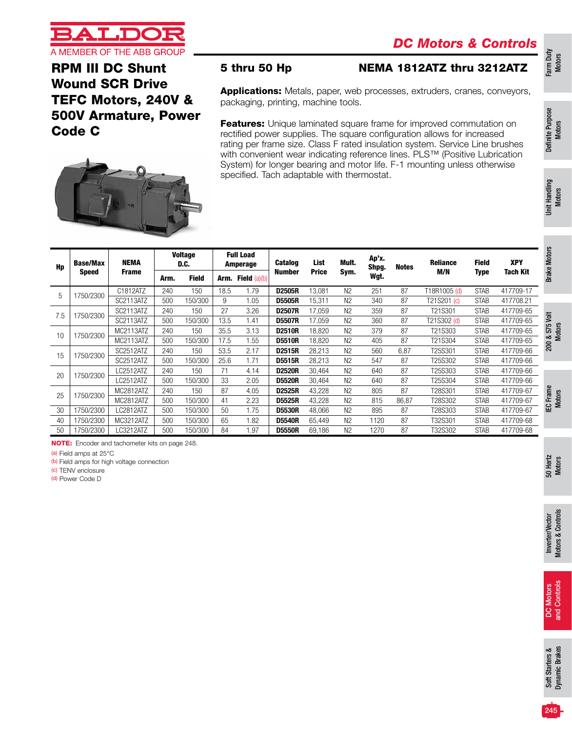BALDOR
A MEMBER OF THE ABB GROUP

## DC Motors & Controls

# RPM III DC Shunt Wound SCR Drive TEFC Motors, 240V & 500V Armature, Power Code C

## 5 thru 50 Hp

## NEMA 1812ATZ thru 3212ATZ

**Applications:** Metals, paper, web processes, extruders, cranes, conveyors, packaging, printing, machine tools.

**Features:** Unique laminated square frame for improved commutation on rectified power supplies. The square configuration allows for increased rating per frame size. Class F rated insulation system. Service Line brushes with convenient wear indicating reference lines. PLS™ (Positive Lubrication System) for longer bearing and motor life. F-1 mounting unless otherwise specified. Tach adaptable with thermostat.

| Hp | Base/Max Speed | NEMA Frame | Voltage D.C. | | Full Load Amperage | | Catalog Number | List Price | Mult. Sym. | Ap'x. Shpg. Wgt. | Notes | Reliance M/N | Field Type | XPY Tach Kit |
|---|---|---|---|---|---|---|---|---|---|---|---|---|---|---|
| | | | Arm. | Field | Arm. | Field (a)(b) | | | | | | | | |
| 5 | 1750/2300 | C1812ATZ | 240 | 150 | 18.5 | 1.79 | **D2505R** | 13,081 | N2 | 251 | 87 | T18R1005 (d) | STAB | 417709-17 |
| | | SC2113ATZ | 500 | 150/300 | 9 | 1.05 | **D5505R** | 15,311 | N2 | 340 | 87 | T21S201 (c) | STAB | 417708.21 |
| 7.5 | 1750/2300 | SC2113ATZ | 240 | 150 | 27 | 3.26 | **D2507R** | 17,059 | N2 | 359 | 87 | T21S301 | STAB | 417709-65 |
| | | SC2113ATZ | 500 | 150/300 | 13.5 | 1.41 | **D5507R** | 17,059 | N2 | 360 | 87 | T21S302 (d) | STAB | 417709-65 |
| 10 | 1750/2300 | MC2113ATZ | 240 | 150 | 35.5 | 3.13 | **D2510R** | 18,820 | N2 | 379 | 87 | T21S303 | STAB | 417709-65 |
| | | MC2113ATZ | 500 | 150/300 | 17.5 | 1.55 | **D5510R** | 18,820 | N2 | 405 | 87 | T21S304 | STAB | 417709-65 |
| 15 | 1750/2300 | SC2512ATZ | 240 | 150 | 53.5 | 2.17 | **D2515R** | 28,213 | N2 | 560 | 6,87 | T25S301 | STAB | 417709-66 |
| | | SC2512ATZ | 500 | 150/300 | 25.6 | 1.71 | **D5515R** | 28,213 | N2 | 547 | 87 | T25S302 | STAB | 417709-66 |
| 20 | 1750/2300 | LC2512ATZ | 240 | 150 | 71 | 4.14 | **D2520R** | 30,464 | N2 | 640 | 87 | T25S303 | STAB | 417709-66 |
| | | LC2512ATZ | 500 | 150/300 | 33 | 2.05 | **D5520R** | 30,464 | N2 | 640 | 87 | T25S304 | STAB | 417709-66 |
| 25 | 1750/2300 | MC2812ATZ | 240 | 150 | 87 | 4.05 | **D2525R** | 43,228 | N2 | 805 | 87 | T28S301 | STAB | 417709-67 |
| | | MC2812ATZ | 500 | 150/300 | 41 | 2.23 | **D5525R** | 43,228 | N2 | 815 | 86,87 | T28S302 | STAB | 417709-67 |
| 30 | 1750/2300 | LC2812ATZ | 500 | 150/300 | 50 | 1.75 | **D5530R** | 48,066 | N2 | 895 | 87 | T28S303 | STAB | 417709-67 |
| 40 | 1750/2300 | MC3212ATZ | 500 | 150/300 | 65 | 1.82 | **D5540R** | 65,449 | N2 | 1120 | 87 | T32S301 | STAB | 417709-68 |
| 50 | 1750/2300 | LC3212ATZ | 500 | 150/300 | 84 | 1.97 | **D5550R** | 69,186 | N2 | 1270 | 87 | T32S302 | STAB | 417709-68 |

**NOTE:** Encoder and tachometer kits on page 248.

(a) Field amps at 25°C
(b) Field amps for high voltage connection
(c) TENV enclosure
(d) Power Code D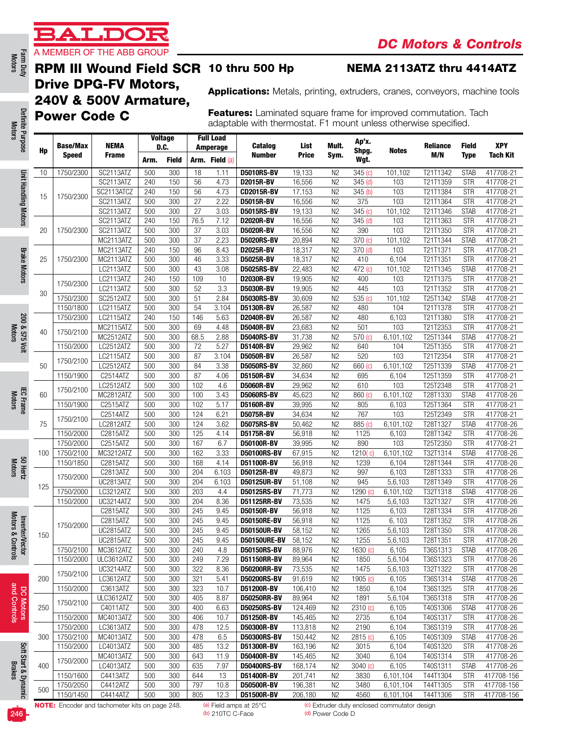BALDOR
A MEMBER OF THE ABB GROUP

**DC Motors & Controls**

# RPM III Wound Field SCR Drive DPG-FV Motors, 240V & 500V Armature, Power Code C

## 10 thru 500 Hp

## NEMA 2113ATZ thru 4414ATZ

**Applications:** Metals, printing, extruders, cranes, conveyors, machine tools

**Features:** Laminated square frame for improved commutation. Tach adaptable with thermostat. F1 mount unless otherwise specified.

| Hp | Base/Max Speed | NEMA Frame | Voltage D.C. | | Full Load Amperage | | Catalog Number | List Price | Mult. Sym. | Ap'x. Shpg. Wgt. | Notes | Reliance M/N | Field Type | XPY Tach Kit |
|---|---|---|---|---|---|---|---|---|---|---|---|---|---|---|
| | | | Arm. | Field | Arm. | Field (a) | | | | | | | | |
| 10 | 1750/2300 | SC2113ATZ | 500 | 300 | 18 | 1.11 | **D5010RS-BV** | 19,133 | N2 | 345 (c) | 101,102 | T21T1342 | STAB | 417708-21 |
| 15 | 1750/2300 | SC2113ATZ | 240 | 150 | 56 | 4.73 | **D2015R-BV** | 16,556 | N2 | 345 (d) | 103 | T21T1359 | STR | 417708-21 |
| | | SC2113ATCZ | 240 | 150 | 56 | 4.73 | **CD2015R-BV** | 17,153 | N2 | 345 (b) | 103 | T21T1384 | STR | 417708-21 |
| | | SC2113ATZ | 500 | 300 | 27 | 2.22 | **D5015R-BV** | 16,556 | N2 | 375 | 103 | T21T1364 | STR | 417708-21 |
| | | SC2113ATZ | 500 | 300 | 27 | 3.03 | **D5015RS-BV** | 19,133 | N2 | 345 (c) | 101,102 | T21T1346 | STAB | 417708-21 |
| 20 | 1750/2300 | SC2113ATZ | 240 | 150 | 76.5 | 7.12 | **D2020R-BV** | 16,556 | N2 | 345 (d) | 103 | T21T1363 | STR | 417708-21 |
| | | SC2113ATZ | 500 | 300 | 37 | 3.03 | **D5020R-BV** | 16,556 | N2 | 390 | 103 | T21T1350 | STR | 417708-21 |
| | | MC2113ATZ | 500 | 300 | 37 | 2.23 | **D5020RS-BV** | 20,894 | N2 | 370 (c) | 101,102 | T21T1344 | STAB | 417708-21 |
| 25 | 1750/2300 | MC2113ATZ | 240 | 150 | 96 | 8.43 | **D2025R-BV** | 18,317 | N2 | 370 (d) | 103 | T21T1371 | STR | 417708-21 |
| | | MC2113ATZ | 500 | 300 | 46 | 3.33 | **D5025R-BV** | 18,317 | N2 | 410 | 6,104 | T21T1351 | STR | 417708-21 |
| | | LC2113ATZ | 500 | 300 | 43 | 3.08 | **D5025RS-BV** | 22,483 | N2 | 472 (c) | 101,102 | T21T1345 | STAB | 417708-21 |
| 30 | 1750/2300 | LC2113ATZ | 240 | 150 | 109 | 10 | **D2030R-BV** | 19,905 | N2 | 400 | 103 | T21T1375 | STR | 417708-21 |
| | | LC2113ATZ | 500 | 300 | 52 | 3.3 | **D5030R-BV** | 19,905 | N2 | 445 | 103 | T21T1352 | STR | 417708-21 |
| | 1750/2300 | SC2512ATZ | 500 | 300 | 51 | 2.84 | **D5030RS-BV** | 30,609 | N2 | 535 (c) | 101,102 | T25T1342 | STAB | 417708-21 |
| | 1150/1800 | LC2115ATZ | 500 | 300 | 54 | 3.104 | **D5130R-BV** | 26,587 | N2 | 480 | 104 | T21T1378 | STR | 417708-21 |
| 40 | 1750/2300 | LC2115ATZ | 240 | 150 | 146 | 5.63 | **D2040R-BV** | 26,587 | N2 | 480 | 6,103 | T21T1380 | STR | 417708-21 |
| | 1750/2100 | MC2115ATZ | 500 | 300 | 69 | 4.48 | **D5040R-BV** | 23,683 | N2 | 501 | 103 | T21T2353 | STR | 417708-21 |
| | | MC2512ATZ | 500 | 300 | 68.5 | 2.88 | **D5040RS-BV** | 31,738 | N2 | 570 (c) | 6,101,102 | T25T1344 | STAB | 417708-21 |
| | 1150/2000 | LC2512ATZ | 500 | 300 | 72 | 5.27 | **D5140R-BV** | 29,962 | N2 | 640 | 104 | T25T1355 | STR | 417708-21 |
| 50 | 1750/2100 | LC2115ATZ | 500 | 300 | 87 | 3.104 | **D5050R-BV** | 26,587 | N2 | 520 | 103 | T21T2354 | STR | 417708-21 |
| | | LC2512ATZ | 500 | 300 | 84 | 3.38 | **D5050RS-BV** | 32,860 | N2 | 660 (c) | 6,101,102 | T25T1339 | STAB | 417708-21 |
| | 1150/1900 | C2514ATZ | 500 | 300 | 87 | 4.06 | **D5150R-BV** | 34,634 | N2 | 695 | 6,104 | T25T1359 | STR | 417708-21 |
| 60 | 1750/2100 | LC2512ATZ | 500 | 300 | 102 | 4.6 | **D5060R-BV** | 29,962 | N2 | 610 | 103 | T25T2348 | STR | 417708-21 |
| | | MC2812ATZ | 500 | 300 | 100 | 3.43 | **D5060RS-BV** | 45,623 | N2 | 860 (c) | 6,101,102 | T28T1330 | STAB | 417708-26 |
| | 1150/1900 | C2515ATZ | 500 | 300 | 102 | 5.17 | **D5160R-BV** | 39,995 | N2 | 805 | 6,103 | T25T1364 | STR | 417708-21 |
| 75 | 1750/2100 | C2514ATZ | 500 | 300 | 124 | 6.21 | **D5075R-BV** | 34,634 | N2 | 767 | 103 | T25T2349 | STR | 417708-21 |
| | | LC2812ATZ | 500 | 300 | 124 | 3.62 | **D5075RS-BV** | 50,462 | N2 | 885 (c) | 6,101,102 | T28T1327 | STAB | 417708-26 |
| | 1150/2000 | C2815ATZ | 500 | 300 | 125 | 4.14 | **D5175R-BV** | 56,918 | N2 | 1125 | 6,103 | T28T1342 | STR | 417708-26 |
| 100 | 1750/2000 | C2515ATZ | 500 | 300 | 167 | 6.7 | **D50100R-BV** | 39,995 | N2 | 890 | 103 | T25T2350 | STR | 417708-21 |
| | 1750/2100 | MC3212ATZ | 500 | 300 | 162 | 3.33 | **D50100RS-BV** | 67,915 | N2 | 1210 (c) | 6,101,102 | T32T1314 | STAB | 417708-26 |
| | 1150/1850 | C2815ATZ | 500 | 300 | 168 | 4.14 | **D51100R-BV** | 56,918 | N2 | 1239 | 6,104 | T28T1344 | STR | 417708-26 |
| 125 | 1750/2000 | C2813ATZ | 500 | 300 | 204 | 6.103 | **D50125R-BV** | 49,873 | N2 | 997 | 6,103 | T28T1333 | STR | 417708-26 |
| | | UC2813ATZ | 500 | 300 | 204 | 6.103 | **D50125UR-BV** | 51,108 | N2 | 945 | 5,6,103 | T28T1349 | STR | 417708-26 |
| | 1750/2000 | LC3212ATZ | 500 | 300 | 203 | 4.4 | **D50125RS-BV** | 71,773 | N2 | 1290 (c) | 6,101,102 | T32T1318 | STAB | 417708-26 |
| | 1150/2000 | UC3214ATZ | 500 | 300 | 204 | 8.36 | **D51125RR-BV** | 73,535 | N2 | 1475 | 5,6,103 | T32T1327 | STR | 417708-26 |
| 150 | 1750/2000 | C2815ATZ | 500 | 300 | 245 | 9.45 | **D50150R-BV** | 56,918 | N2 | 1125 | 6,103 | T28T1334 | STR | 417708-26 |
| | | C2815ATZ | 500 | 300 | 245 | 9.45 | **D50150RE-BV** | 56,918 | N2 | 1125 | 6, 103 | T28T1352 | STR | 417708-26 |
| | | UC2815ATZ | 500 | 300 | 245 | 9.45 | **D50150UR-BV** | 58,152 | N2 | 1265 | 5,6,103 | T28T1350 | STR | 417708-26 |
| | | UC2815ATZ | 500 | 300 | 245 | 9.45 | **D50150URE-BV** | 58,152 | N2 | 1255 | 5,6,103 | T28T1351 | STR | 417708-26 |
| | 1750/2100 | MC3612ATZ | 500 | 300 | 240 | 4.8 | **D50150RS-BV** | 88,976 | N2 | 1630 (c) | 6,105 | T36S1313 | STAB | 417708-26 |
| | 1150/2000 | ULC3612ATZ | 500 | 300 | 249 | 7.29 | **D51150RR-BV** | 89,964 | N2 | 1850 | 5,6,104 | T36S1323 | STR | 417708-26 |
| 200 | 1750/2100 | UC3214ATZ | 500 | 300 | 322 | 8.36 | **D50200RR-BV** | 73,535 | N2 | 1475 | 5,6,103 | T32T1322 | STR | 417708-26 |
| | | LC3612ATZ | 500 | 300 | 321 | 5.41 | **D50200RS-BV** | 91,619 | N2 | 1905 (c) | 6,105 | T36S1314 | STAB | 417708-26 |
| | 1150/2000 | C3613ATZ | 500 | 300 | 323 | 10.7 | **D51200R-BV** | 106,410 | N2 | 1850 | 6,104 | T36S1325 | STR | 417708-26 |
| 250 | 1750/2100 | ULC3612ATZ | 500 | 300 | 405 | 8.87 | **D50250RR-BV** | 89,964 | N2 | 1891 | 5,6,104 | T36S1318 | STR | 417708-26 |
| | | C4011ATZ | 500 | 300 | 400 | 6.63 | **D50250RS-BV** | 124,469 | N2 | 2310 (c) | 6,105 | T40S1306 | STAB | 417708-26 |
| | 1150/2000 | MC4013ATZ | 500 | 300 | 406 | 10.7 | **D51250R-BV** | 145,465 | N2 | 2735 | 6,104 | T40S1317 | STR | 417708-26 |
| 300 | 1750/2000 | LC3613ATZ | 500 | 300 | 478 | 12.5 | **D50300R-BV** | 113,818 | N2 | 2190 | 6,104 | T36S1319 | STR | 417708-26 |
| | 1750/2100 | MC4013ATZ | 500 | 300 | 478 | 6.5 | **D50300RS-BV** | 150,442 | N2 | 2815 (c) | 6,105 | T40S1309 | STAB | 417708-26 |
| | 1150/2000 | LC4013ATZ | 500 | 300 | 485 | 13.2 | **D51300R-BV** | 163,196 | N2 | 3015 | 6,104 | T40S1320 | STR | 417708-26 |
| 400 | 1750/2000 | MC4013ATZ | 500 | 300 | 643 | 11.9 | **D50400R-BV** | 145,465 | N2 | 3040 | 6,104 | T40S1314 | STR | 417708-26 |
| | | LC4013ATZ | 500 | 300 | 635 | 7.97 | **D50400RS-BV** | 168,174 | N2 | 3040 (c) | 6,105 | T40S1311 | STAB | 417708-26 |
| | 1150/1600 | C4413ATZ | 500 | 300 | 644 | 13 | **D51400R-BV** | 201,741 | N2 | 3830 | 6,101,104 | T44T1304 | STR | 417708-156 |
| 500 | 1750/2050 | C4412ATZ | 500 | 300 | 797 | 10.8 | **D50500R-BV** | 196,381 | N2 | 3480 | 6,101,104 | T44T1305 | STR | 417708-156 |
| | 1150/1450 | C4414ATZ | 500 | 300 | 805 | 12.3 | **D51500R-BV** | 206,180 | N2 | 4560 | 6,101,104 | T44T1306 | STR | 417708-156 |

**NOTE:** Encoder and tachometer kits on page 248.

(a) Field amps at 25°C
(b) 210TC C-Face
(c) Extruder duty enclosed commutator design
(d) Power Code D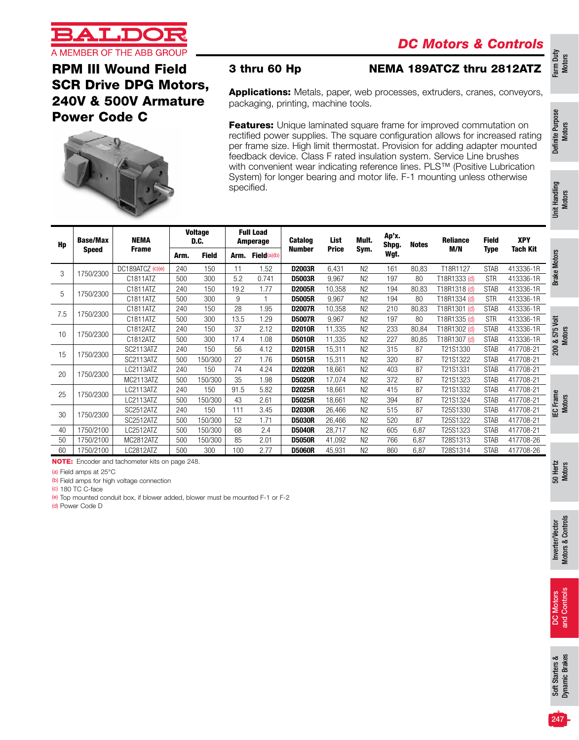# DC Motors & Controls

## RPM III Wound Field SCR Drive DPG Motors, 240V & 500V Armature Power Code C

## 3 thru 60 Hp

## NEMA 189ATCZ thru 2812ATZ

**Applications:** Metals, paper, web processes, extruders, cranes, conveyors, packaging, printing, machine tools.

**Features:** Unique laminated square frame for improved commutation on rectified power supplies. The square configuration allows for increased rating per frame size. High limit thermostat. Provision for adding adapter mounted feedback device. Class F rated insulation system. Service Line brushes with convenient wear indicating reference lines. PLS™ (Positive Lubrication System) for longer bearing and motor life. F-1 mounting unless otherwise specified.

| Hp | Base/Max Speed | NEMA Frame | Voltage D.C. | | Full Load Amperage | | Catalog Number | List Price | Mult. Sym. | Ap'x. Shpg. Wgt. | Notes | Reliance M/N | Field Type | XPY Tach Kit |
|---|---|---|---|---|---|---|---|---|---|---|---|---|---|---|
| | | | Arm. | Field | Arm. | Field (a)(b) | | | | | | | | |
| 3 | 1750/2300 | DC189ATCZ (c)(e) | 240 | 150 | 11 | 1.52 | **D2003R** | 6,431 | N2 | 161 | 80,83 | T18R1127 | STAB | 413336-1R |
| | | C1811ATZ | 500 | 300 | 5.2 | 0.741 | **D5003R** | 9,967 | N2 | 197 | 80 | T18R1333 (d) | STR | 413336-1R |
| 5 | 1750/2300 | C1811ATZ | 240 | 150 | 19.2 | 1.77 | **D2005R** | 10,358 | N2 | 194 | 80,83 | T18R1318 (d) | STAB | 413336-1R |
| | | C1811ATZ | 500 | 300 | 9 | 1 | **D5005R** | 9,967 | N2 | 194 | 80 | T18R1334 (d) | STR | 413336-1R |
| 7.5 | 1750/2300 | C1811ATZ | 240 | 150 | 28 | 1.95 | **D2007R** | 10,358 | N2 | 210 | 80,83 | T18R1301 (d) | STAB | 413336-1R |
| | | C1811ATZ | 500 | 300 | 13.5 | 1.29 | **D5007R** | 9,967 | N2 | 197 | 80 | T18R1335 (d) | STR | 413336-1R |
| 10 | 1750/2300 | C1812ATZ | 240 | 150 | 37 | 2.12 | **D2010R** | 11,335 | N2 | 233 | 80,84 | T18R1302 (d) | STAB | 413336-1R |
| | | C1812ATZ | 500 | 300 | 17.4 | 1.08 | **D5010R** | 11,335 | N2 | 227 | 80,85 | T18R1307 (d) | STAB | 413336-1R |
| 15 | 1750/2300 | SC2113ATZ | 240 | 150 | 56 | 4.12 | **D2015R** | 15,311 | N2 | 315 | 87 | T21S1330 | STAB | 417708-21 |
| | | SC2113ATZ | 500 | 150/300 | 27 | 1.76 | **D5015R** | 15,311 | N2 | 320 | 87 | T21S1322 | STAB | 417708-21 |
| 20 | 1750/2300 | LC2113ATZ | 240 | 150 | 74 | 4.24 | **D2020R** | 18,661 | N2 | 403 | 87 | T21S1331 | STAB | 417708-21 |
| | | MC2113ATZ | 500 | 150/300 | 35 | 1.98 | **D5020R** | 17,074 | N2 | 372 | 87 | T21S1323 | STAB | 417708-21 |
| 25 | 1750/2300 | LC2113ATZ | 240 | 150 | 91.5 | 5.82 | **D2025R** | 18,661 | N2 | 415 | 87 | T21S1332 | STAB | 417708-21 |
| | | LC2113ATZ | 500 | 150/300 | 43 | 2.61 | **D5025R** | 18,661 | N2 | 394 | 87 | T21S1324 | STAB | 417708-21 |
| 30 | 1750/2300 | SC2512ATZ | 240 | 150 | 111 | 3.45 | **D2030R** | 26,466 | N2 | 515 | 87 | T25S1330 | STAB | 417708-21 |
| | | SC2512ATZ | 500 | 150/300 | 52 | 1.71 | **D5030R** | 26,466 | N2 | 520 | 87 | T25S1322 | STAB | 417708-21 |
| 40 | 1750/2100 | LC2512ATZ | 500 | 150/300 | 68 | 2.4 | **D5040R** | 28,717 | N2 | 605 | 6,87 | T25S1323 | STAB | 417708-21 |
| 50 | 1750/2100 | MC2812ATZ | 500 | 150/300 | 85 | 2.01 | **D5050R** | 41,092 | N2 | 766 | 6,87 | T28S1313 | STAB | 417708-26 |
| 60 | 1750/2100 | LC2812ATZ | 500 | 300 | 100 | 2.77 | **D5060R** | 45,931 | N2 | 860 | 6,87 | T28S1314 | STAB | 417708-26 |

**NOTE:** Encoder and tachometer kits on page 248.

(a) Field amps at 25°C
(b) Field amps for high voltage connection
(c) 180 TC C-face
(e) Top mounted conduit box, if blower added, blower must be mounted F-1 or F-2
(d) Power Code D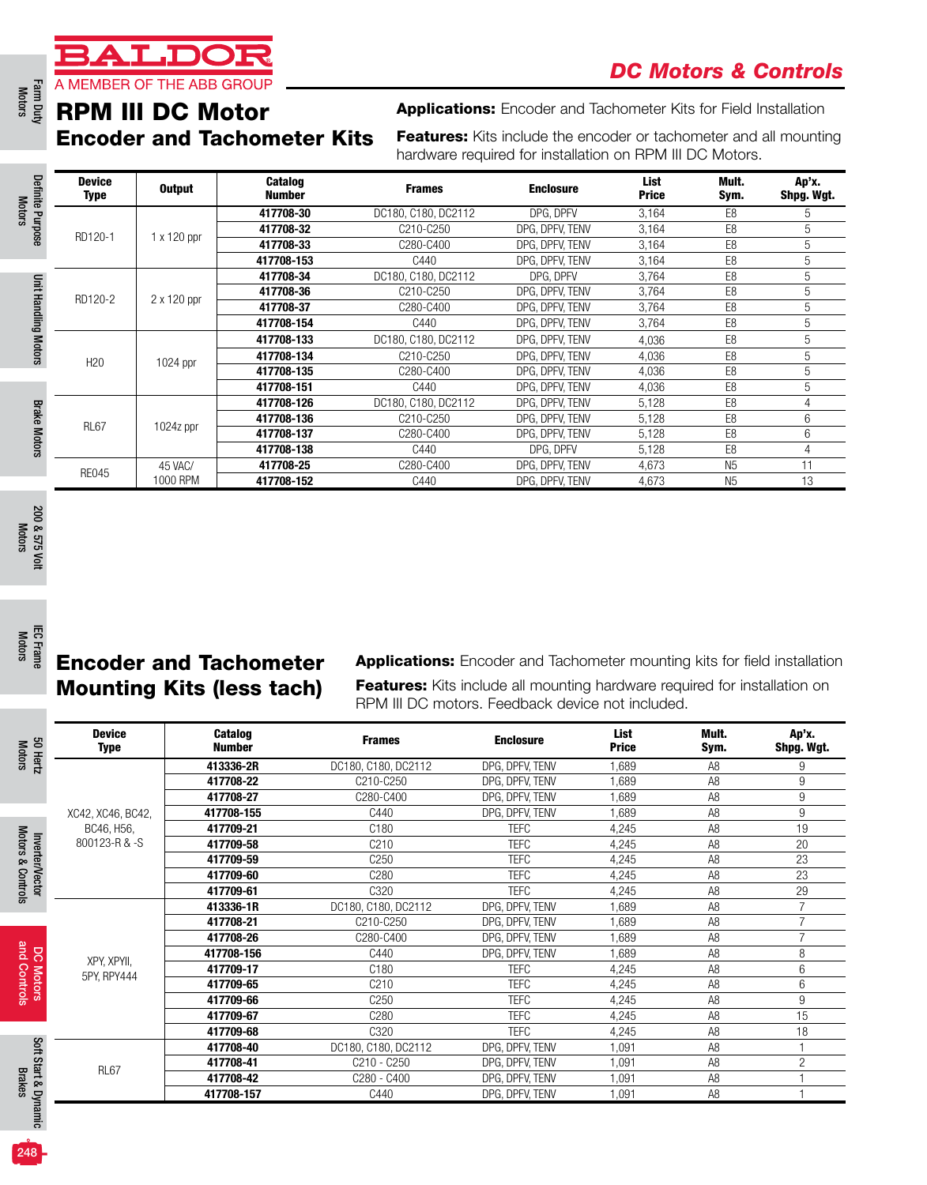BALDOR
A MEMBER OF THE ABB GROUP

DC Motors & Controls

# RPM III DC Motor Encoder and Tachometer Kits

**Applications:** Encoder and Tachometer Kits for Field Installation

**Features:** Kits include the encoder or tachometer and all mounting hardware required for installation on RPM III DC Motors.

| Device Type | Output | Catalog Number | Frames | Enclosure | List Price | Mult. Sym. | Ap'x. Shpg. Wgt. |
|---|---|---|---|---|---|---|---|
| RD120-1 | 1 x 120 ppr | **417708-30** | DC180, C180, DC2112 | DPG, DPFV | 3,164 | E8 | 5 |
| | | **417708-32** | C210-C250 | DPG, DPFV, TENV | 3,164 | E8 | 5 |
| | | **417708-33** | C280-C400 | DPG, DPFV, TENV | 3,164 | E8 | 5 |
| | | **417708-153** | C440 | DPG, DPFV, TENV | 3,164 | E8 | 5 |
| RD120-2 | 2 x 120 ppr | **417708-34** | DC180, C180, DC2112 | DPG, DPFV | 3,764 | E8 | 5 |
| | | **417708-36** | C210-C250 | DPG, DPFV, TENV | 3,764 | E8 | 5 |
| | | **417708-37** | C280-C400 | DPG, DPFV, TENV | 3,764 | E8 | 5 |
| | | **417708-154** | C440 | DPG, DPFV, TENV | 3,764 | E8 | 5 |
| H20 | 1024 ppr | **417708-133** | DC180, C180, DC2112 | DPG, DPFV, TENV | 4,036 | E8 | 5 |
| | | **417708-134** | C210-C250 | DPG, DPFV, TENV | 4,036 | E8 | 5 |
| | | **417708-135** | C280-C400 | DPG, DPFV, TENV | 4,036 | E8 | 5 |
| | | **417708-151** | C440 | DPG, DPFV, TENV | 4,036 | E8 | 5 |
| RL67 | 1024z ppr | **417708-126** | DC180, C180, DC2112 | DPG, DPFV, TENV | 5,128 | E8 | 4 |
| | | **417708-136** | C210-C250 | DPG, DPFV, TENV | 5,128 | E8 | 6 |
| | | **417708-137** | C280-C400 | DPG, DPFV, TENV | 5,128 | E8 | 6 |
| | | **417708-138** | C440 | DPG, DPFV | 5,128 | E8 | 4 |
| RE045 | 45 VAC/ 1000 RPM | **417708-25** | C280-C400 | DPG, DPFV, TENV | 4,673 | N5 | 11 |
| | | **417708-152** | C440 | DPG, DPFV, TENV | 4,673 | N5 | 13 |

# Encoder and Tachometer Mounting Kits (less tach)

**Applications:** Encoder and Tachometer mounting kits for field installation

**Features:** Kits include all mounting hardware required for installation on RPM III DC motors. Feedback device not included.

| Device Type | Catalog Number | Frames | Enclosure | List Price | Mult. Sym. | Ap'x. Shpg. Wgt. |
|---|---|---|---|---|---|---|
| XC42, XC46, BC42, BC46, H56, 800123-R & -S | **413336-2R** | DC180, C180, DC2112 | DPG, DPFV, TENV | 1,689 | A8 | 9 |
| | **417708-22** | C210-C250 | DPG, DPFV, TENV | 1,689 | A8 | 9 |
| | **417708-27** | C280-C400 | DPG, DPFV, TENV | 1,689 | A8 | 9 |
| | **417708-155** | C440 | DPG, DPFV, TENV | 1,689 | A8 | 9 |
| | **417709-21** | C180 | TEFC | 4,245 | A8 | 19 |
| | **417709-58** | C210 | TEFC | 4,245 | A8 | 20 |
| | **417709-59** | C250 | TEFC | 4,245 | A8 | 23 |
| | **417709-60** | C280 | TEFC | 4,245 | A8 | 23 |
| | **417709-61** | C320 | TEFC | 4,245 | A8 | 29 |
| XPY, XPYII, 5PY, RPY444 | **413336-1R** | DC180, C180, DC2112 | DPG, DPFV, TENV | 1,689 | A8 | 7 |
| | **417708-21** | C210-C250 | DPG, DPFV, TENV | 1,689 | A8 | 7 |
| | **417708-26** | C280-C400 | DPG, DPFV, TENV | 1,689 | A8 | 7 |
| | **417708-156** | C440 | DPG, DPFV, TENV | 1,689 | A8 | 8 |
| | **417709-17** | C180 | TEFC | 4,245 | A8 | 6 |
| | **417709-65** | C210 | TEFC | 4,245 | A8 | 6 |
| | **417709-66** | C250 | TEFC | 4,245 | A8 | 9 |
| | **417709-67** | C280 | TEFC | 4,245 | A8 | 15 |
| | **417709-68** | C320 | TEFC | 4,245 | A8 | 18 |
| RL67 | **417708-40** | DC180, C180, DC2112 | DPG, DPFV, TENV | 1,091 | A8 | 1 |
| | **417708-41** | C210 - C250 | DPG, DPFV, TENV | 1,091 | A8 | 2 |
| | **417708-42** | C280 - C400 | DPG, DPFV, TENV | 1,091 | A8 | 1 |
| | **417708-157** | C440 | DPG, DPFV, TENV | 1,091 | A8 | 1 |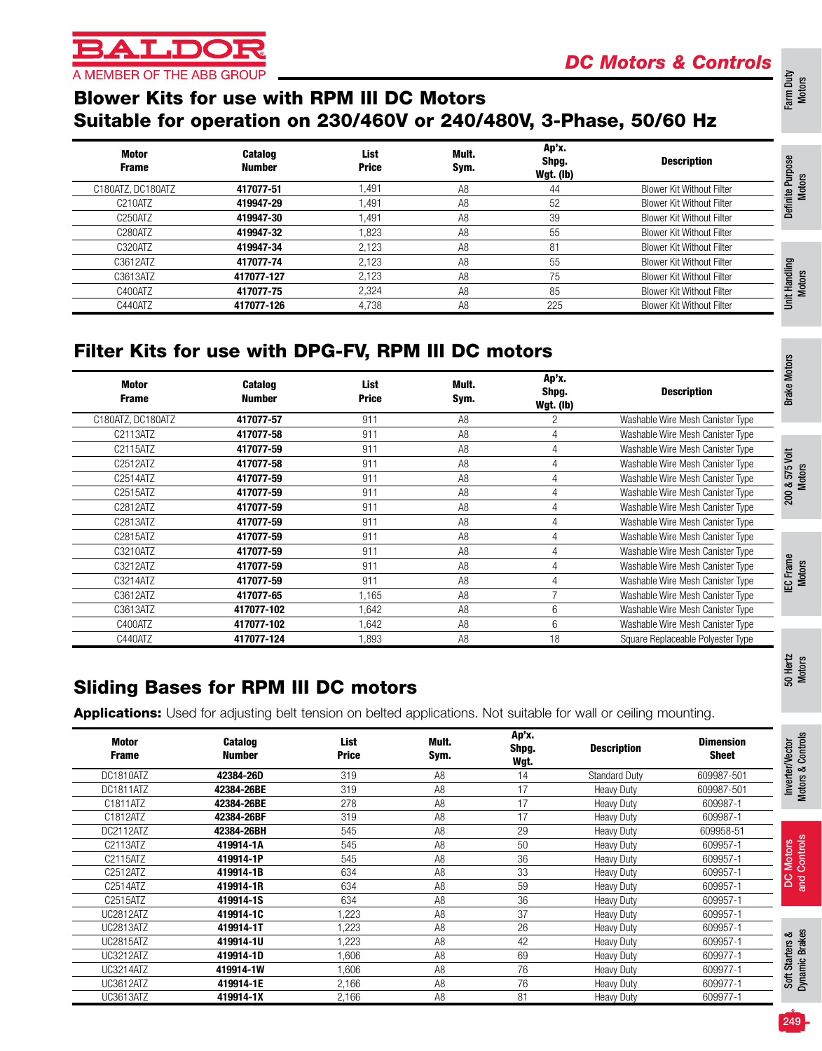# Blower Kits for use with RPM III DC Motors
# Suitable for operation on 230/460V or 240/480V, 3-Phase, 50/60 Hz

| Motor Frame | Catalog Number | List Price | Mult. Sym. | Ap'x. Shpg. Wgt. (lb) | Description |
|---|---|---|---|---|---|
| C180ATZ, DC180ATZ | **417077-51** | 1,491 | A8 | 44 | Blower Kit Without Filter |
| C210ATZ | **419947-29** | 1,491 | A8 | 52 | Blower Kit Without Filter |
| C250ATZ | **419947-30** | 1,491 | A8 | 39 | Blower Kit Without Filter |
| C280ATZ | **419947-32** | 1,823 | A8 | 55 | Blower Kit Without Filter |
| C320ATZ | **419947-34** | 2,123 | A8 | 81 | Blower Kit Without Filter |
| C3612ATZ | **417077-74** | 2,123 | A8 | 55 | Blower Kit Without Filter |
| C3613ATZ | **417077-127** | 2,123 | A8 | 75 | Blower Kit Without Filter |
| C400ATZ | **417077-75** | 2,324 | A8 | 85 | Blower Kit Without Filter |
| C440ATZ | **417077-126** | 4,738 | A8 | 225 | Blower Kit Without Filter |

## Filter Kits for use with DPG-FV, RPM III DC motors

| Motor Frame | Catalog Number | List Price | Mult. Sym. | Ap'x. Shpg. Wgt. (lb) | Description |
|---|---|---|---|---|---|
| C180ATZ, DC180ATZ | **417077-57** | 911 | A8 | 2 | Washable Wire Mesh Canister Type |
| C2113ATZ | **417077-58** | 911 | A8 | 4 | Washable Wire Mesh Canister Type |
| C2115ATZ | **417077-59** | 911 | A8 | 4 | Washable Wire Mesh Canister Type |
| C2512ATZ | **417077-58** | 911 | A8 | 4 | Washable Wire Mesh Canister Type |
| C2514ATZ | **417077-59** | 911 | A8 | 4 | Washable Wire Mesh Canister Type |
| C2515ATZ | **417077-59** | 911 | A8 | 4 | Washable Wire Mesh Canister Type |
| C2812ATZ | **417077-59** | 911 | A8 | 4 | Washable Wire Mesh Canister Type |
| C2813ATZ | **417077-59** | 911 | A8 | 4 | Washable Wire Mesh Canister Type |
| C2815ATZ | **417077-59** | 911 | A8 | 4 | Washable Wire Mesh Canister Type |
| C3210ATZ | **417077-59** | 911 | A8 | 4 | Washable Wire Mesh Canister Type |
| C3212ATZ | **417077-59** | 911 | A8 | 4 | Washable Wire Mesh Canister Type |
| C3214ATZ | **417077-59** | 911 | A8 | 4 | Washable Wire Mesh Canister Type |
| C3612ATZ | **417077-65** | 1,165 | A8 | 7 | Washable Wire Mesh Canister Type |
| C3613ATZ | **417077-102** | 1,642 | A8 | 6 | Washable Wire Mesh Canister Type |
| C400ATZ | **417077-102** | 1,642 | A8 | 6 | Washable Wire Mesh Canister Type |
| C440ATZ | **417077-124** | 1,893 | A8 | 18 | Square Replaceable Polyester Type |

## Sliding Bases for RPM III DC motors

**Applications:** Used for adjusting belt tension on belted applications. Not suitable for wall or ceiling mounting.

| Motor Frame | Catalog Number | List Price | Mult. Sym. | Ap'x. Shpg. Wgt. | Description | Dimension Sheet |
|---|---|---|---|---|---|---|
| DC1810ATZ | **42384-26D** | 319 | A8 | 14 | Standard Duty | 609987-501 |
| DC1811ATZ | **42384-26BE** | 319 | A8 | 17 | Heavy Duty | 609987-501 |
| C1811ATZ | **42384-26BE** | 278 | A8 | 17 | Heavy Duty | 609987-1 |
| C1812ATZ | **42384-26BF** | 319 | A8 | 17 | Heavy Duty | 609987-1 |
| DC2112ATZ | **42384-26BH** | 545 | A8 | 29 | Heavy Duty | 609958-51 |
| C2113ATZ | **419914-1A** | 545 | A8 | 50 | Heavy Duty | 609957-1 |
| C2115ATZ | **419914-1P** | 545 | A8 | 36 | Heavy Duty | 609957-1 |
| C2512ATZ | **419914-1B** | 634 | A8 | 33 | Heavy Duty | 609957-1 |
| C2514ATZ | **419914-1R** | 634 | A8 | 59 | Heavy Duty | 609957-1 |
| C2515ATZ | **419914-1S** | 634 | A8 | 36 | Heavy Duty | 609957-1 |
| UC2812ATZ | **419914-1C** | 1,223 | A8 | 37 | Heavy Duty | 609957-1 |
| UC2813ATZ | **419914-1T** | 1,223 | A8 | 26 | Heavy Duty | 609957-1 |
| UC2815ATZ | **419914-1U** | 1,223 | A8 | 42 | Heavy Duty | 609957-1 |
| UC3212ATZ | **419914-1D** | 1,606 | A8 | 69 | Heavy Duty | 609977-1 |
| UC3214ATZ | **419914-1W** | 1,606 | A8 | 76 | Heavy Duty | 609977-1 |
| UC3612ATZ | **419914-1E** | 2,166 | A8 | 76 | Heavy Duty | 609977-1 |
| UC3613ATZ | **419914-1X** | 2,166 | A8 | 81 | Heavy Duty | 609977-1 |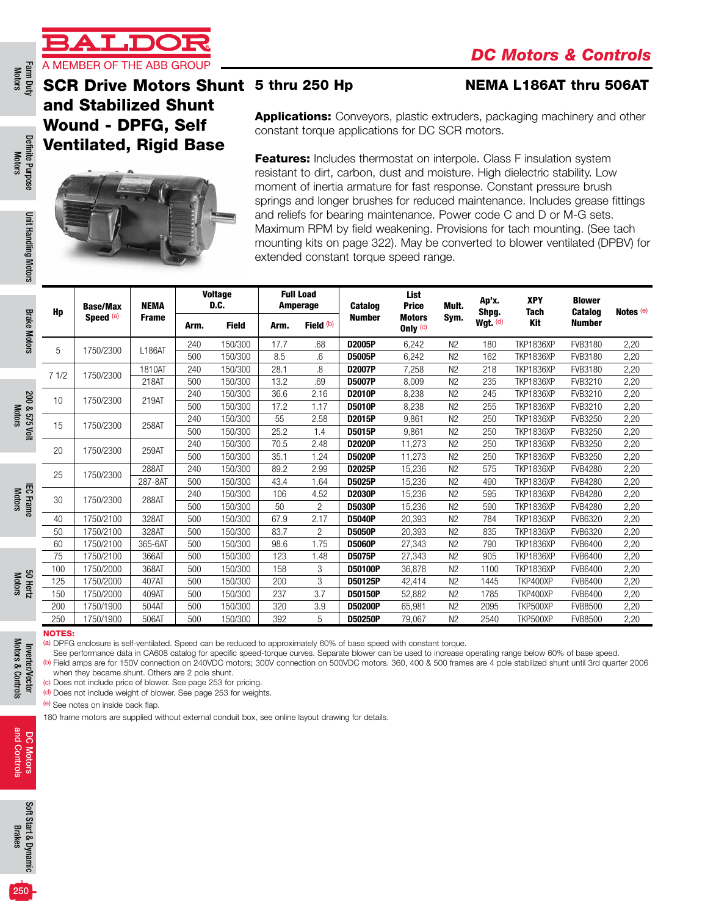# BALDOR

A MEMBER OF THE ABB GROUP

## DC Motors & Controls

## SCR Drive Motors Shunt and Stabilized Shunt Wound - DPFG, Self Ventilated, Rigid Base

### 5 thru 250 Hp

### NEMA L186AT thru 506AT

**Applications:** Conveyors, plastic extruders, packaging machinery and other constant torque applications for DC SCR motors.

**Features:** Includes thermostat on interpole. Class F insulation system resistant to dirt, carbon, dust and moisture. High dielectric stability. Low moment of inertia armature for fast response. Constant pressure brush springs and longer brushes for reduced maintenance. Includes grease fittings and reliefs for bearing maintenance. Power code C and D or M-G sets. Maximum RPM by field weakening. Provisions for tach mounting. (See tach mounting kits on page 322). May be converted to blower ventilated (DPBV) for extended constant torque speed range.

| Hp | Base/Max Speed [(a)] | NEMA Frame | Voltage D.C. | | Full Load Amperage | | Catalog Number | List Price Motors Only [(c)] | Mult. Sym. | Ap'x. Shpg. Wgt. [(d)] | XPY Tach Kit | Blower Catalog Number | Notes [(e)] |
|---|---|---|---|---|---|---|---|---|---|---|---|---|---|
| | | | Arm. | Field | Arm. | Field [(b)] | | | | | | | |
| 5 | 1750/2300 | L186AT | 240 | 150/300 | 17.7 | .68 | **D2005P** | 6,242 | N2 | 180 | TKP1836XP | FVB3180 | 2,20 |
| | | | 500 | 150/300 | 8.5 | .6 | **D5005P** | 6,242 | N2 | 162 | TKP1836XP | FVB3180 | 2,20 |
| 7 1/2 | 1750/2300 | 1810AT | 240 | 150/300 | 28.1 | .8 | **D2007P** | 7,258 | N2 | 218 | TKP1836XP | FVB3180 | 2,20 |
| | | 218AT | 500 | 150/300 | 13.2 | .69 | **D5007P** | 8,009 | N2 | 235 | TKP1836XP | FVB3210 | 2,20 |
| 10 | 1750/2300 | 219AT | 240 | 150/300 | 36.6 | 2.16 | **D2010P** | 8,238 | N2 | 245 | TKP1836XP | FVB3210 | 2,20 |
| | | | 500 | 150/300 | 17.2 | 1.17 | **D5010P** | 8,238 | N2 | 255 | TKP1836XP | FVB3210 | 2,20 |
| 15 | 1750/2300 | 258AT | 240 | 150/300 | 55 | 2.58 | **D2015P** | 9,861 | N2 | 250 | TKP1836XP | FVB3250 | 2,20 |
| | | | 500 | 150/300 | 25.2 | 1.4 | **D5015P** | 9,861 | N2 | 250 | TKP1836XP | FVB3250 | 2,20 |
| 20 | 1750/2300 | 259AT | 240 | 150/300 | 70.5 | 2.48 | **D2020P** | 11,273 | N2 | 250 | TKP1836XP | FVB3250 | 2,20 |
| | | | 500 | 150/300 | 35.1 | 1.24 | **D5020P** | 11,273 | N2 | 250 | TKP1836XP | FVB3250 | 2,20 |
| 25 | 1750/2300 | 288AT | 240 | 150/300 | 89.2 | 2.99 | **D2025P** | 15,236 | N2 | 575 | TKP1836XP | FVB4280 | 2,20 |
| | | 287-8AT | 500 | 150/300 | 43.4 | 1.64 | **D5025P** | 15,236 | N2 | 490 | TKP1836XP | FVB4280 | 2,20 |
| 30 | 1750/2300 | 288AT | 240 | 150/300 | 106 | 4.52 | **D2030P** | 15,236 | N2 | 595 | TKP1836XP | FVB4280 | 2,20 |
| | | | 500 | 150/300 | 50 | 2 | **D5030P** | 15,236 | N2 | 590 | TKP1836XP | FVB4280 | 2,20 |
| 40 | 1750/2100 | 328AT | 500 | 150/300 | 67.9 | 2.17 | **D5040P** | 20,393 | N2 | 784 | TKP1836XP | FVB6320 | 2,20 |
| 50 | 1750/2100 | 328AT | 500 | 150/300 | 83.7 | 2 | **D5050P** | 20,393 | N2 | 835 | TKP1836XP | FVB6320 | 2,20 |
| 60 | 1750/2100 | 365-6AT | 500 | 150/300 | 98.6 | 1.75 | **D5060P** | 27,343 | N2 | 790 | TKP1836XP | FVB6400 | 2,20 |
| 75 | 1750/2100 | 366AT | 500 | 150/300 | 123 | 1.48 | **D5075P** | 27,343 | N2 | 905 | TKP1836XP | FVB6400 | 2,20 |
| 100 | 1750/2000 | 368AT | 500 | 150/300 | 158 | 3 | **D50100P** | 36,878 | N2 | 1100 | TKP1836XP | FVB6400 | 2,20 |
| 125 | 1750/2000 | 407AT | 500 | 150/300 | 200 | 3 | **D50125P** | 42,414 | N2 | 1445 | TKP400XP | FVB6400 | 2,20 |
| 150 | 1750/2000 | 409AT | 500 | 150/300 | 237 | 3.7 | **D50150P** | 52,882 | N2 | 1785 | TKP400XP | FVB6400 | 2,20 |
| 200 | 1750/1900 | 504AT | 500 | 150/300 | 320 | 3.9 | **D50200P** | 65,981 | N2 | 2095 | TKP500XP | FVB8500 | 2,20 |
| 250 | 1750/1900 | 506AT | 500 | 150/300 | 392 | 5 | **D50250P** | 79,067 | N2 | 2540 | TKP500XP | FVB8500 | 2,20 |

**NOTES:**

(a) DPFG enclosure is self-ventilated. Speed can be reduced to approximately 60% of base speed with constant torque.
See performance data in CA608 catalog for specific speed-torque curves. Separate blower can be used to increase operating range below 60% of base speed.

(b) Field amps are for 150V connection on 240VDC motors; 300V connection on 500VDC motors. 360, 400 & 500 frames are 4 pole stabilized shunt until 3rd quarter 2006 when they became shunt. Others are 2 pole shunt.

(c) Does not include price of blower. See page 253 for pricing.

(d) Does not include weight of blower. See page 253 for weights.

(e) See notes on inside back flap.

180 frame motors are supplied without external conduit box, see online layout drawing for details.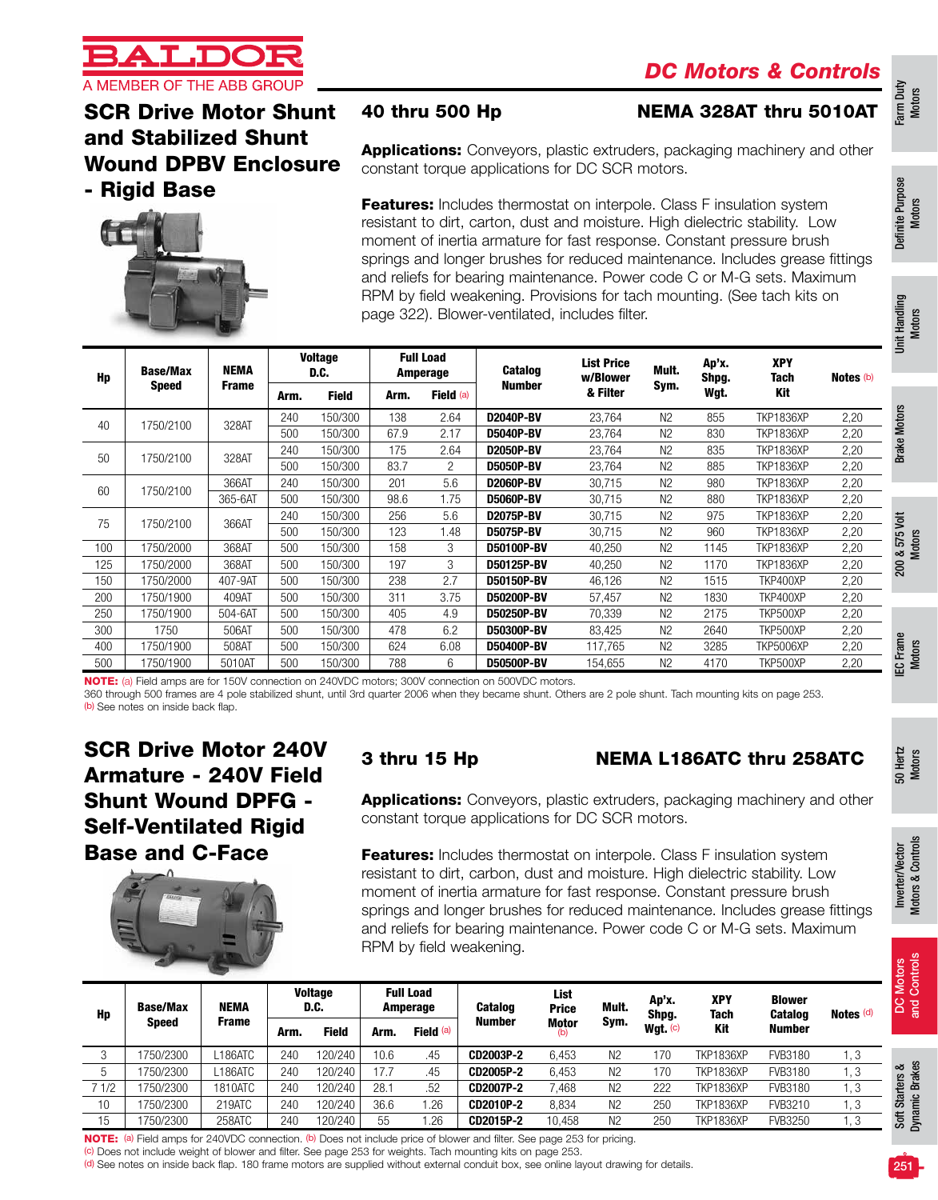# DC Motors & Controls

## SCR Drive Motor Shunt and Stabilized Shunt Wound DPBV Enclosure - Rigid Base

### 40 thru 500 Hp — NEMA 328AT thru 5010AT

**Applications:** Conveyors, plastic extruders, packaging machinery and other constant torque applications for DC SCR motors.

**Features:** Includes thermostat on interpole. Class F insulation system resistant to dirt, carton, dust and moisture. High dielectric stability. Low moment of inertia armature for fast response. Constant pressure brush springs and longer brushes for reduced maintenance. Includes grease fittings and reliefs for bearing maintenance. Power code C or M-G sets. Maximum RPM by field weakening. Provisions for tach mounting. (See tach kits on page 322). Blower-ventilated, includes filter.

| Hp | Base/Max Speed | NEMA Frame | Voltage D.C. | | Full Load Amperage | | Catalog Number | List Price w/Blower & Filter | Mult. Sym. | Ap'x. Shpg. Wgt. | XPY Tach Kit | Notes (b) |
|---|---|---|---|---|---|---|---|---|---|---|---|---|
| | | | Arm. | Field | Arm. | Field (a) | | | | | | |
| 40 | 1750/2100 | 328AT | 240 | 150/300 | 138 | 2.64 | **D2040P-BV** | 23,764 | N2 | 855 | TKP1836XP | 2,20 |
| | | | 500 | 150/300 | 67.9 | 2.17 | **D5040P-BV** | 23,764 | N2 | 830 | TKP1836XP | 2,20 |
| 50 | 1750/2100 | 328AT | 240 | 150/300 | 175 | 2.64 | **D2050P-BV** | 23,764 | N2 | 835 | TKP1836XP | 2,20 |
| | | | 500 | 150/300 | 83.7 | 2 | **D5050P-BV** | 23,764 | N2 | 885 | TKP1836XP | 2,20 |
| 60 | 1750/2100 | 366AT | 240 | 150/300 | 201 | 5.6 | **D2060P-BV** | 30,715 | N2 | 980 | TKP1836XP | 2,20 |
| | | 365-6AT | 500 | 150/300 | 98.6 | 1.75 | **D5060P-BV** | 30,715 | N2 | 880 | TKP1836XP | 2,20 |
| 75 | 1750/2100 | 366AT | 240 | 150/300 | 256 | 5.6 | **D2075P-BV** | 30,715 | N2 | 975 | TKP1836XP | 2,20 |
| | | | 500 | 150/300 | 123 | 1.48 | **D5075P-BV** | 30,715 | N2 | 960 | TKP1836XP | 2,20 |
| 100 | 1750/2000 | 368AT | 500 | 150/300 | 158 | 3 | **D50100P-BV** | 40,250 | N2 | 1145 | TKP1836XP | 2,20 |
| 125 | 1750/2000 | 368AT | 500 | 150/300 | 197 | 3 | **D50125P-BV** | 40,250 | N2 | 1170 | TKP1836XP | 2,20 |
| 150 | 1750/2000 | 407-9AT | 500 | 150/300 | 238 | 2.7 | **D50150P-BV** | 46,126 | N2 | 1515 | TKP400XP | 2,20 |
| 200 | 1750/1900 | 409AT | 500 | 150/300 | 311 | 3.75 | **D50200P-BV** | 57,457 | N2 | 1830 | TKP400XP | 2,20 |
| 250 | 1750/1900 | 504-6AT | 500 | 150/300 | 405 | 4.9 | **D50250P-BV** | 70,339 | N2 | 2175 | TKP500XP | 2,20 |
| 300 | 1750 | 506AT | 500 | 150/300 | 478 | 6.2 | **D50300P-BV** | 83,425 | N2 | 2640 | TKP500XP | 2,20 |
| 400 | 1750/1900 | 508AT | 500 | 150/300 | 624 | 6.08 | **D50400P-BV** | 117,765 | N2 | 3285 | TKP5006XP | 2,20 |
| 500 | 1750/1900 | 5010AT | 500 | 150/300 | 788 | 6 | **D50500P-BV** | 154,655 | N2 | 4170 | TKP500XP | 2,20 |

**NOTE:** (a) Field amps are for 150V connection on 240VDC motors; 300V connection on 500VDC motors.
360 through 500 frames are 4 pole stabilized shunt, until 3rd quarter 2006 when they became shunt. Others are 2 pole shunt. Tach mounting kits on page 253.
(b) See notes on inside back flap.

## SCR Drive Motor 240V Armature - 240V Field Shunt Wound DPFG - Self-Ventilated Rigid Base and C-Face

### 3 thru 15 Hp — NEMA L186ATC thru 258ATC

**Applications:** Conveyors, plastic extruders, packaging machinery and other constant torque applications for DC SCR motors.

**Features:** Includes thermostat on interpole. Class F insulation system resistant to dirt, carbon, dust and moisture. High dielectric stability. Low moment of inertia armature for fast response. Constant pressure brush springs and longer brushes for reduced maintenance. Includes grease fittings and reliefs for bearing maintenance. Power code C or M-G sets. Maximum RPM by field weakening.

| Hp | Base/Max Speed | NEMA Frame | Voltage D.C. | | Full Load Amperage | | Catalog Number | List Price Motor (b) | Mult. Sym. | Ap'x. Shpg. Wgt. (c) | XPY Tach Kit | Blower Catalog Number | Notes (d) |
|---|---|---|---|---|---|---|---|---|---|---|---|---|---|
| | | | Arm. | Field | Arm. | Field (a) | | | | | | | |
| 3 | 1750/2300 | L186ATC | 240 | 120/240 | 10.6 | .45 | **CD2003P-2** | 6,453 | N2 | 170 | TKP1836XP | FVB3180 | 1, 3 |
| 5 | 1750/2300 | L186ATC | 240 | 120/240 | 17.7 | .45 | **CD2005P-2** | 6,453 | N2 | 170 | TKP1836XP | FVB3180 | 1, 3 |
| 7 1/2 | 1750/2300 | 1810ATC | 240 | 120/240 | 28.1 | .52 | **CD2007P-2** | 7,468 | N2 | 222 | TKP1836XP | FVB3180 | 1, 3 |
| 10 | 1750/2300 | 219ATC | 240 | 120/240 | 36.6 | 1.26 | **CD2010P-2** | 8,834 | N2 | 250 | TKP1836XP | FVB3210 | 1, 3 |
| 15 | 1750/2300 | 258ATC | 240 | 120/240 | 55 | 1.26 | **CD2015P-2** | 10,458 | N2 | 250 | TKP1836XP | FVB3250 | 1, 3 |

**NOTE:** (a) Field amps for 240VDC connection. (b) Does not include price of blower and filter. See page 253 for pricing.
(c) Does not include weight of blower and filter. See page 253 for weights. Tach mounting kits on page 253.
(d) See notes on inside back flap. 180 frame motors are supplied without external conduit box, see online layout drawing for details.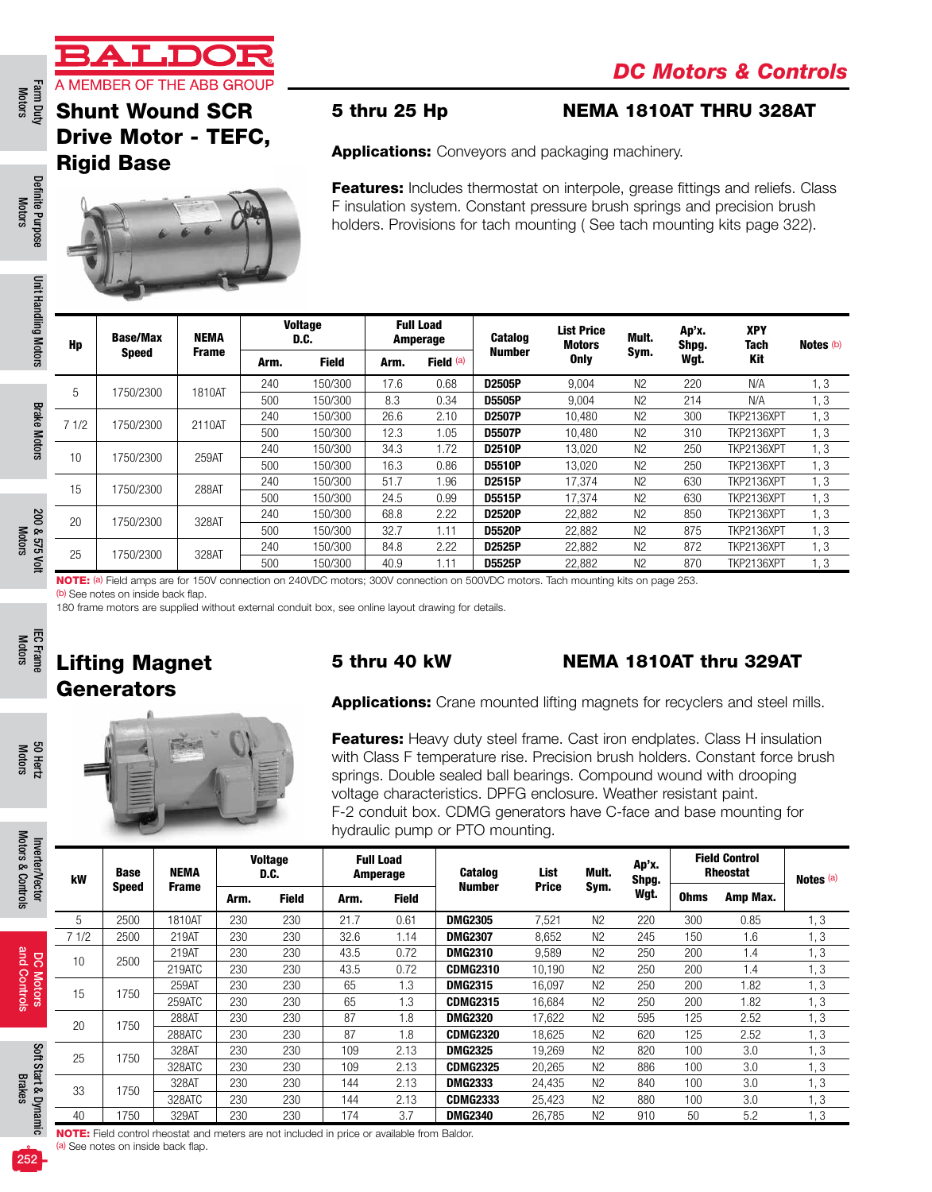# DC Motors & Controls

## Shunt Wound SCR Drive Motor - TEFC, Rigid Base

### 5 thru 25 Hp

### NEMA 1810AT THRU 328AT

**Applications:** Conveyors and packaging machinery.

**Features:** Includes thermostat on interpole, grease fittings and reliefs. Class F insulation system. Constant pressure brush springs and precision brush holders. Provisions for tach mounting ( See tach mounting kits page 322).

| Hp | Base/Max Speed | NEMA Frame | Voltage D.C. | | Full Load Amperage | | Catalog Number | List Price Motors Only | Mult. Sym. | Ap'x. Shpg. Wgt. | XPY Tach Kit | Notes (b) |
|---|---|---|---|---|---|---|---|---|---|---|---|---|
| | | | Arm. | Field | Arm. | Field (a) | | | | | | |
| 5 | 1750/2300 | 1810AT | 240 | 150/300 | 17.6 | 0.68 | **D2505P** | 9,004 | N2 | 220 | N/A | 1, 3 |
| | | | 500 | 150/300 | 8.3 | 0.34 | **D5505P** | 9,004 | N2 | 214 | N/A | 1, 3 |
| 7 1/2 | 1750/2300 | 2110AT | 240 | 150/300 | 26.6 | 2.10 | **D2507P** | 10,480 | N2 | 300 | TKP2136XPT | 1, 3 |
| | | | 500 | 150/300 | 12.3 | 1.05 | **D5507P** | 10,480 | N2 | 310 | TKP2136XPT | 1, 3 |
| 10 | 1750/2300 | 259AT | 240 | 150/300 | 34.3 | 1.72 | **D2510P** | 13,020 | N2 | 250 | TKP2136XPT | 1, 3 |
| | | | 500 | 150/300 | 16.3 | 0.86 | **D5510P** | 13,020 | N2 | 250 | TKP2136XPT | 1, 3 |
| 15 | 1750/2300 | 288AT | 240 | 150/300 | 51.7 | 1.96 | **D2515P** | 17,374 | N2 | 630 | TKP2136XPT | 1, 3 |
| | | | 500 | 150/300 | 24.5 | 0.99 | **D5515P** | 17,374 | N2 | 630 | TKP2136XPT | 1, 3 |
| 20 | 1750/2300 | 328AT | 240 | 150/300 | 68.8 | 2.22 | **D2520P** | 22,882 | N2 | 850 | TKP2136XPT | 1, 3 |
| | | | 500 | 150/300 | 32.7 | 1.11 | **D5520P** | 22,882 | N2 | 875 | TKP2136XPT | 1, 3 |
| 25 | 1750/2300 | 328AT | 240 | 150/300 | 84.8 | 2.22 | **D2525P** | 22,882 | N2 | 872 | TKP2136XPT | 1, 3 |
| | | | 500 | 150/300 | 40.9 | 1.11 | **D5525P** | 22,882 | N2 | 870 | TKP2136XPT | 1, 3 |

**NOTE:** (a) Field amps are for 150V connection on 240VDC motors; 300V connection on 500VDC motors. Tach mounting kits on page 253.
(b) See notes on inside back flap.
180 frame motors are supplied without external conduit box, see online layout drawing for details.

## Lifting Magnet Generators

### 5 thru 40 kW

### NEMA 1810AT thru 329AT

**Applications:** Crane mounted lifting magnets for recyclers and steel mills.

**Features:** Heavy duty steel frame. Cast iron endplates. Class H insulation with Class F temperature rise. Precision brush holders. Constant force brush springs. Double sealed ball bearings. Compound wound with drooping voltage characteristics. DPFG enclosure. Weather resistant paint. F-2 conduit box. CDMG generators have C-face and base mounting for hydraulic pump or PTO mounting.

| kW | Base Speed | NEMA Frame | Voltage D.C. | | Full Load Amperage | | Catalog Number | List Price | Mult. Sym. | Ap'x. Shpg. Wgt. | Field Control Rheostat | | Notes (a) |
|---|---|---|---|---|---|---|---|---|---|---|---|---|---|
| | | | Arm. | Field | Arm. | Field | | | | | Ohms | Amp Max. | |
| 5 | 2500 | 1810AT | 230 | 230 | 21.7 | 0.61 | **DMG2305** | 7,521 | N2 | 220 | 300 | 0.85 | 1, 3 |
| 7 1/2 | 2500 | 219AT | 230 | 230 | 32.6 | 1.14 | **DMG2307** | 8,652 | N2 | 245 | 150 | 1.6 | 1, 3 |
| 10 | 2500 | 219AT | 230 | 230 | 43.5 | 0.72 | **DMG2310** | 9,589 | N2 | 250 | 200 | 1.4 | 1, 3 |
| | | 219ATC | 230 | 230 | 43.5 | 0.72 | **CDMG2310** | 10,190 | N2 | 250 | 200 | 1.4 | 1, 3 |
| 15 | 1750 | 259AT | 230 | 230 | 65 | 1.3 | **DMG2315** | 16,097 | N2 | 250 | 200 | 1.82 | 1, 3 |
| | | 259ATC | 230 | 230 | 65 | 1.3 | **CDMG2315** | 16,684 | N2 | 250 | 200 | 1.82 | 1, 3 |
| 20 | 1750 | 288AT | 230 | 230 | 87 | 1.8 | **DMG2320** | 17,622 | N2 | 595 | 125 | 2.52 | 1, 3 |
| | | 288ATC | 230 | 230 | 87 | 1.8 | **CDMG2320** | 18,625 | N2 | 620 | 125 | 2.52 | 1, 3 |
| 25 | 1750 | 328AT | 230 | 230 | 109 | 2.13 | **DMG2325** | 19,269 | N2 | 820 | 100 | 3.0 | 1, 3 |
| | | 328ATC | 230 | 230 | 109 | 2.13 | **CDMG2325** | 20,265 | N2 | 886 | 100 | 3.0 | 1, 3 |
| 33 | 1750 | 328AT | 230 | 230 | 144 | 2.13 | **DMG2333** | 24,435 | N2 | 840 | 100 | 3.0 | 1, 3 |
| | | 328ATC | 230 | 230 | 144 | 2.13 | **CDMG2333** | 25,423 | N2 | 880 | 100 | 3.0 | 1, 3 |
| 40 | 1750 | 329AT | 230 | 230 | 174 | 3.7 | **DMG2340** | 26,785 | N2 | 910 | 50 | 5.2 | 1, 3 |

**NOTE:** Field control rheostat and meters are not included in price or available from Baldor.
(a) See notes on inside back flap.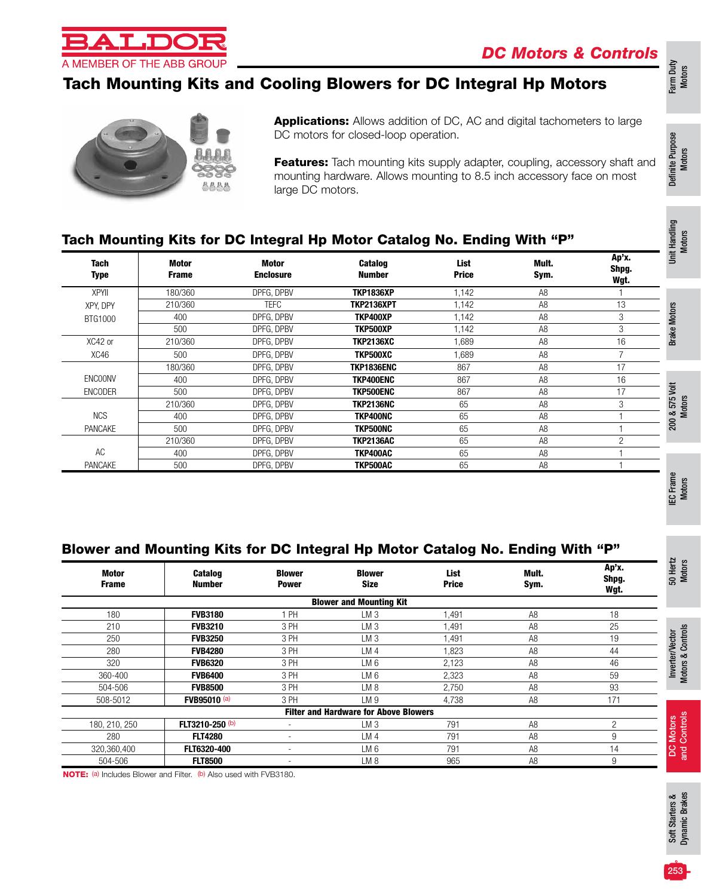# Tach Mounting Kits and Cooling Blowers for DC Integral Hp Motors

**Applications:** Allows addition of DC, AC and digital tachometers to large DC motors for closed-loop operation.

**Features:** Tach mounting kits supply adapter, coupling, accessory shaft and mounting hardware. Allows mounting to 8.5 inch accessory face on most large DC motors.

## Tach Mounting Kits for DC Integral Hp Motor Catalog No. Ending With "P"

| Tach Type | Motor Frame | Motor Enclosure | Catalog Number | List Price | Mult. Sym. | Ap'x. Shpg. Wgt. |
|---|---|---|---|---|---|---|
| XPYII XPY, DPY BTG1000 | 180/360 | DPFG, DPBV | **TKP1836XP** | 1,142 | A8 | 1 |
| | 210/360 | TEFC | **TKP2136XPT** | 1,142 | A8 | 13 |
| | 400 | DPFG, DPBV | **TKP400XP** | 1,142 | A8 | 3 |
| | 500 | DPFG, DPBV | **TKP500XP** | 1,142 | A8 | 3 |
| XC42 or XC46 | 210/360 | DPFG, DPBV | **TKP2136XC** | 1,689 | A8 | 16 |
| | 500 | DPFG, DPBV | **TKP500XC** | 1,689 | A8 | 7 |
| ENCOONV ENCODER | 180/360 | DPFG, DPBV | **TKP1836ENC** | 867 | A8 | 17 |
| | 400 | DPFG, DPBV | **TKP400ENC** | 867 | A8 | 16 |
| | 500 | DPFG, DPBV | **TKP500ENC** | 867 | A8 | 17 |
| NCS PANCAKE | 210/360 | DPFG, DPBV | **TKP2136NC** | 65 | A8 | 3 |
| | 400 | DPFG, DPBV | **TKP400NC** | 65 | A8 | 1 |
| | 500 | DPFG, DPBV | **TKP500NC** | 65 | A8 | 1 |
| AC PANCAKE | 210/360 | DPFG, DPBV | **TKP2136AC** | 65 | A8 | 2 |
| | 400 | DPFG, DPBV | **TKP400AC** | 65 | A8 | 1 |
| | 500 | DPFG, DPBV | **TKP500AC** | 65 | A8 | 1 |

## Blower and Mounting Kits for DC Integral Hp Motor Catalog No. Ending With "P"

| Motor Frame | Catalog Number | Blower Power | Blower Size | List Price | Mult. Sym. | Ap'x. Shpg. Wgt. |
|---|---|---|---|---|---|---|
| | | | **Blower and Mounting Kit** | | | |
| 180 | **FVB3180** | 1 PH | LM 3 | 1,491 | A8 | 18 |
| 210 | **FVB3210** | 3 PH | LM 3 | 1,491 | A8 | 25 |
| 250 | **FVB3250** | 3 PH | LM 3 | 1,491 | A8 | 19 |
| 280 | **FVB4280** | 3 PH | LM 4 | 1,823 | A8 | 44 |
| 320 | **FVB6320** | 3 PH | LM 6 | 2,123 | A8 | 46 |
| 360-400 | **FVB6400** | 3 PH | LM 6 | 2,323 | A8 | 59 |
| 504-506 | **FVB8500** | 3 PH | LM 8 | 2,750 | A8 | 93 |
| 508-5012 | **FVB95010** (a) | 3 PH | LM 9 | 4,738 | A8 | 171 |
| | | | **Filter and Hardware for Above Blowers** | | | |
| 180, 210, 250 | **FLT3210-250** (b) | - | LM 3 | 791 | A8 | 2 |
| 280 | **FLT4280** | - | LM 4 | 791 | A8 | 9 |
| 320,360,400 | **FLT6320-400** | - | LM 6 | 791 | A8 | 14 |
| 504-506 | **FLT8500** | - | LM 8 | 965 | A8 | 9 |

**NOTE:** (a) Includes Blower and Filter. (b) Also used with FVB3180.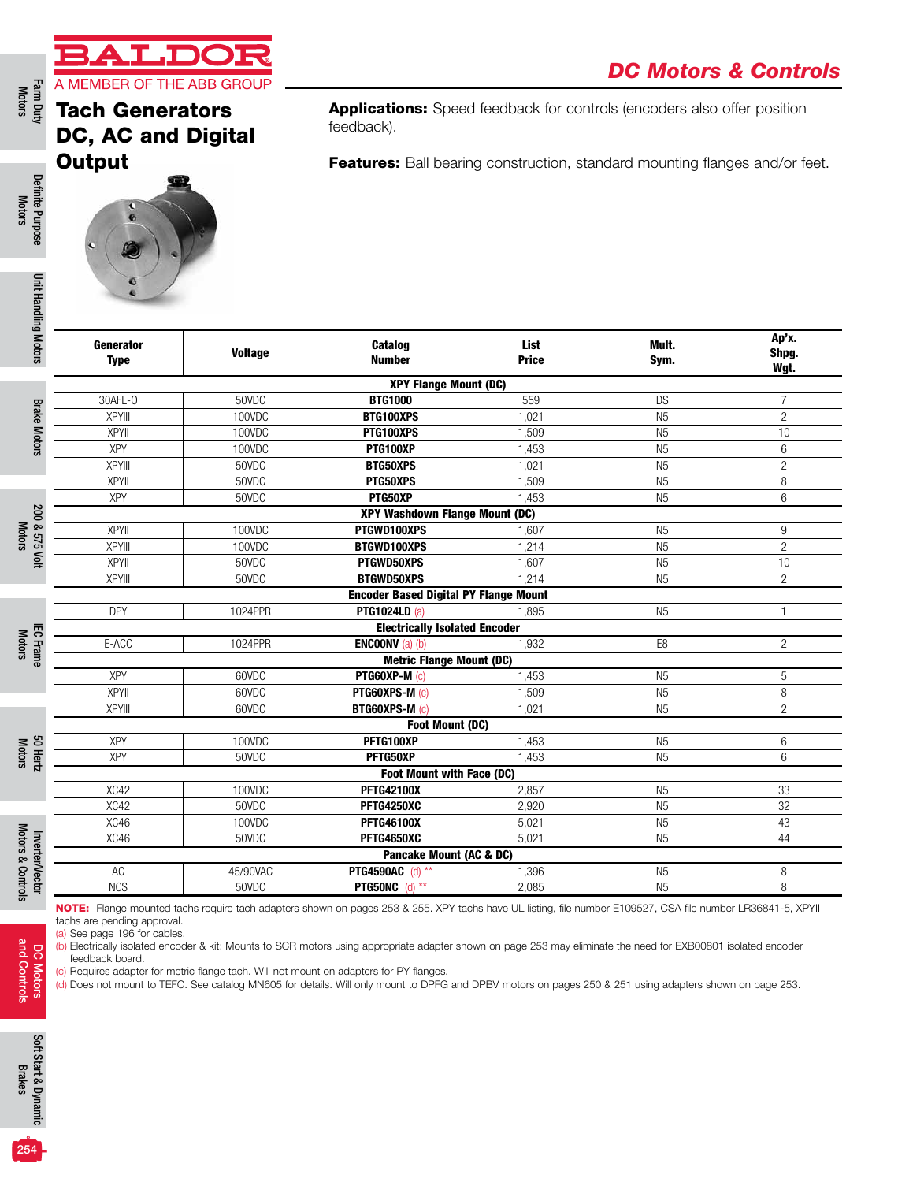# Tach Generators DC, AC and Digital Output

**Applications:** Speed feedback for controls (encoders also offer position feedback).

**Features:** Ball bearing construction, standard mounting flanges and/or feet.

| Generator Type | Voltage | Catalog Number | List Price | Mult. Sym. | Ap'x. Shpg. Wgt. |
|---|---|---|---|---|---|
| | | **XPY Flange Mount (DC)** | | | |
| 30AFL-0 | 50VDC | **BTG1000** | 559 | DS | 7 |
| XPYIII | 100VDC | **BTG100XPS** | 1,021 | N5 | 2 |
| XPYII | 100VDC | **PTG100XPS** | 1,509 | N5 | 10 |
| XPY | 100VDC | **PTG100XP** | 1,453 | N5 | 6 |
| XPYIII | 50VDC | **BTG50XPS** | 1,021 | N5 | 2 |
| XPYII | 50VDC | **PTG50XPS** | 1,509 | N5 | 8 |
| XPY | 50VDC | **PTG50XP** | 1,453 | N5 | 6 |
| | | **XPY Washdown Flange Mount (DC)** | | | |
| XPYII | 100VDC | **PTGWD100XPS** | 1,607 | N5 | 9 |
| XPYIII | 100VDC | **BTGWD100XPS** | 1,214 | N5 | 2 |
| XPYII | 50VDC | **PTGWD50XPS** | 1,607 | N5 | 10 |
| XPYIII | 50VDC | **BTGWD50XPS** | 1,214 | N5 | 2 |
| | | **Encoder Based Digital PY Flange Mount** | | | |
| DPY | 1024PPR | **PTG1024LD** (a) | 1,895 | N5 | 1 |
| | | **Electrically Isolated Encoder** | | | |
| E-ACC | 1024PPR | **ENC00NV** (a) (b) | 1,932 | E8 | 2 |
| | | **Metric Flange Mount (DC)** | | | |
| XPY | 60VDC | **PTG60XP-M** (c) | 1,453 | N5 | 5 |
| XPYII | 60VDC | **PTG60XPS-M** (c) | 1,509 | N5 | 8 |
| XPYIII | 60VDC | **BTG60XPS-M** (c) | 1,021 | N5 | 2 |
| | | **Foot Mount (DC)** | | | |
| XPY | 100VDC | **PFTG100XP** | 1,453 | N5 | 6 |
| XPY | 50VDC | **PFTG50XP** | 1,453 | N5 | 6 |
| | | **Foot Mount with Face (DC)** | | | |
| XC42 | 100VDC | **PFTG42100X** | 2,857 | N5 | 33 |
| XC42 | 50VDC | **PFTG4250XC** | 2,920 | N5 | 32 |
| XC46 | 100VDC | **PFTG46100X** | 5,021 | N5 | 43 |
| XC46 | 50VDC | **PFTG4650XC** | 5,021 | N5 | 44 |
| | | **Pancake Mount (AC & DC)** | | | |
| AC | 45/90VAC | **PTG4590AC** (d) ** | 1,396 | N5 | 8 |
| NCS | 50VDC | **PTG50NC** (d) ** | 2,085 | N5 | 8 |

**NOTE:** Flange mounted tachs require tach adapters shown on pages 253 & 255. XPY tachs have UL listing, file number E109527, CSA file number LR36841-5, XPYII tachs are pending approval.

(a) See page 196 for cables.

(b) Electrically isolated encoder & kit: Mounts to SCR motors using appropriate adapter shown on page 253 may eliminate the need for EXB00801 isolated encoder feedback board.

(c) Requires adapter for metric flange tach. Will not mount on adapters for PY flanges.

(d) Does not mount to TEFC. See catalog MN605 for details. Will only mount to DPFG and DPBV motors on pages 250 & 251 using adapters shown on page 253.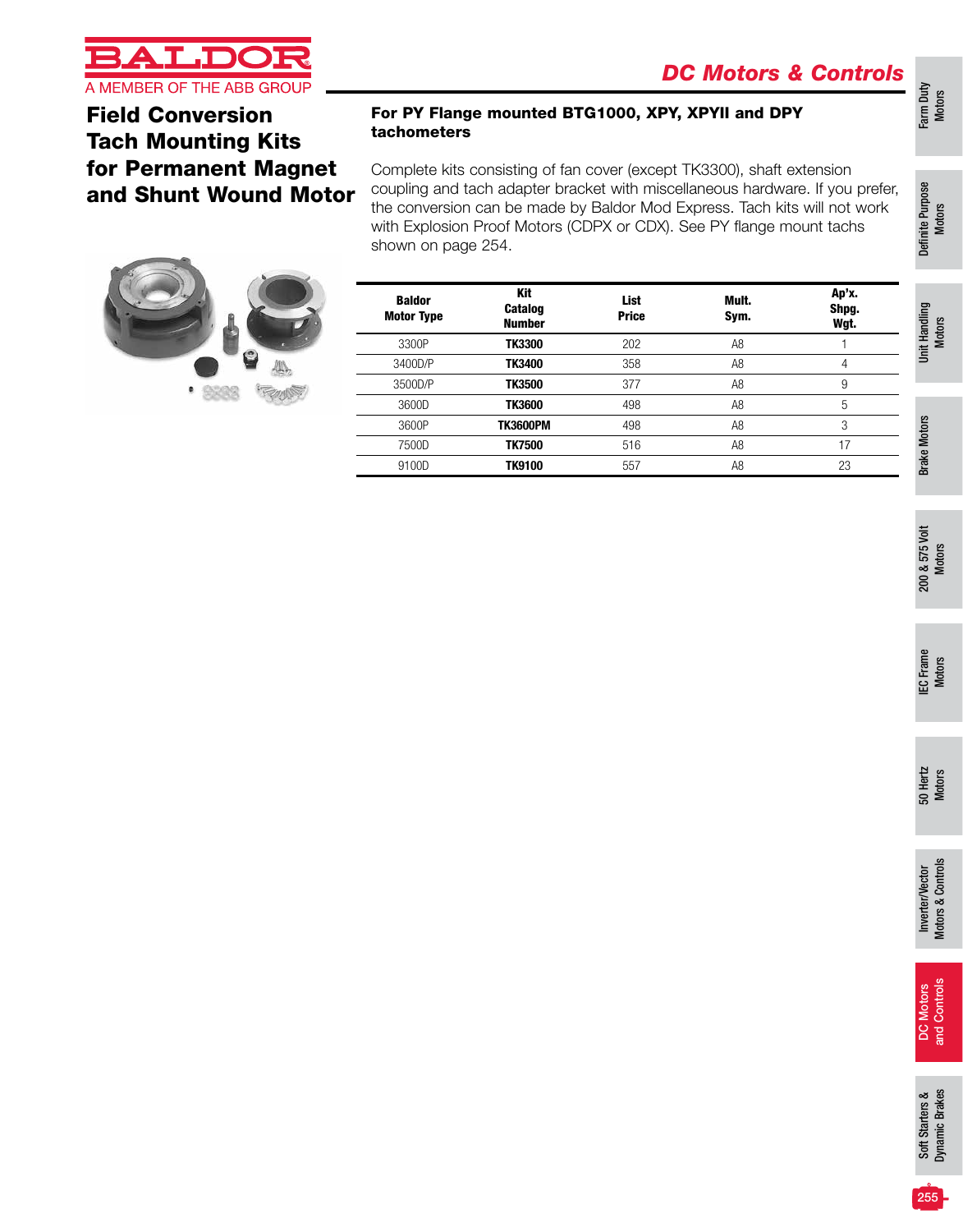# Field Conversion Tach Mounting Kits for Permanent Magnet and Shunt Wound Motor

## For PY Flange mounted BTG1000, XPY, XPYII and DPY tachometers

Complete kits consisting of fan cover (except TK3300), shaft extension coupling and tach adapter bracket with miscellaneous hardware. If you prefer, the conversion can be made by Baldor Mod Express. Tach kits will not work with Explosion Proof Motors (CDPX or CDX). See PY flange mount tachs shown on page 254.

| Baldor Motor Type | Kit Catalog Number | List Price | Mult. Sym. | Ap'x. Shpg. Wgt. |
|---|---|---|---|---|
| 3300P | **TK3300** | 202 | A8 | 1 |
| 3400D/P | **TK3400** | 358 | A8 | 4 |
| 3500D/P | **TK3500** | 377 | A8 | 9 |
| 3600D | **TK3600** | 498 | A8 | 5 |
| 3600P | **TK3600PM** | 498 | A8 | 3 |
| 7500D | **TK7500** | 516 | A8 | 17 |
| 9100D | **TK9100** | 557 | A8 | 23 |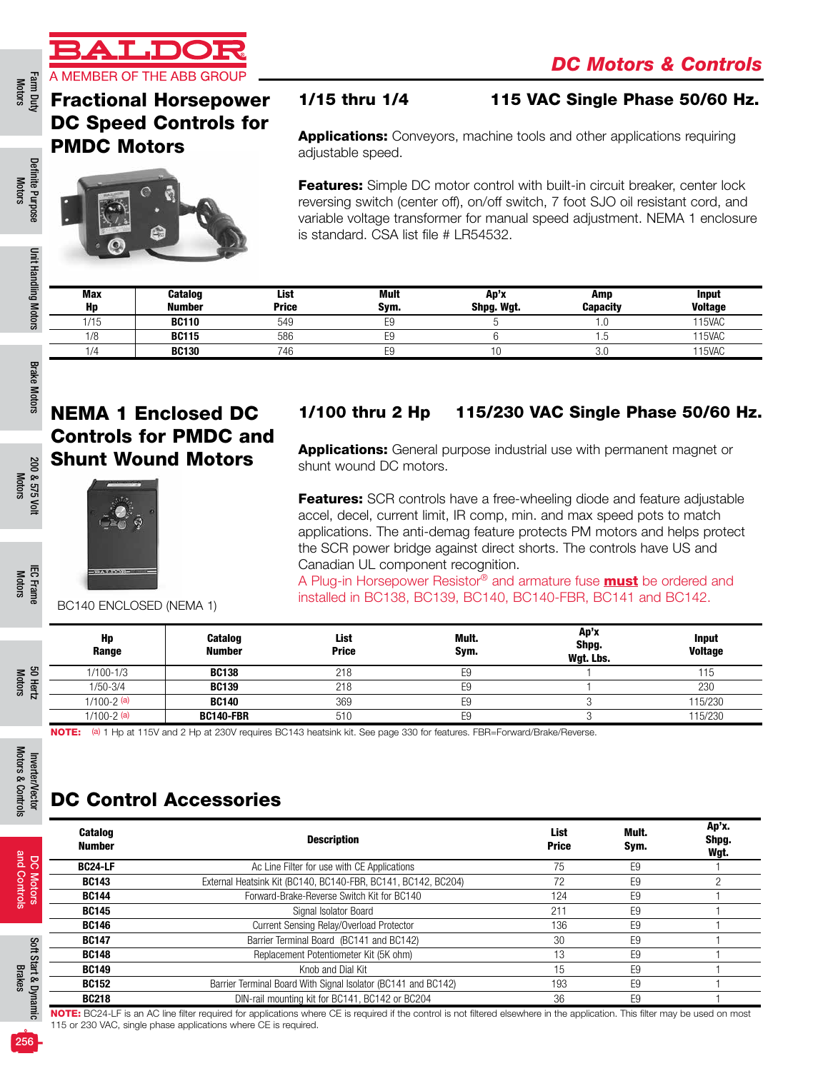# DC Motors & Controls

## Fractional Horsepower DC Speed Controls for PMDC Motors

### 1/15 thru 1/4 — 115 VAC Single Phase 50/60 Hz.

**Applications:** Conveyors, machine tools and other applications requiring adjustable speed.

**Features:** Simple DC motor control with built-in circuit breaker, center lock reversing switch (center off), on/off switch, 7 foot SJO oil resistant cord, and variable voltage transformer for manual speed adjustment. NEMA 1 enclosure is standard. CSA list file # LR54532.

| Max Hp | Catalog Number | List Price | Mult Sym. | Ap'x Shpg. Wgt. | Amp Capacity | Input Voltage |
|---|---|---|---|---|---|---|
| 1/15 | **BC110** | 549 | E9 | 5 | 1.0 | 115VAC |
| 1/8 | **BC115** | 586 | E9 | 6 | 1.5 | 115VAC |
| 1/4 | **BC130** | 746 | E9 | 10 | 3.0 | 115VAC |

## NEMA 1 Enclosed DC Controls for PMDC and Shunt Wound Motors

### 1/100 thru 2 Hp — 115/230 VAC Single Phase 50/60 Hz.

BC140 ENCLOSED (NEMA 1)

**Applications:** General purpose industrial use with permanent magnet or shunt wound DC motors.

**Features:** SCR controls have a free-wheeling diode and feature adjustable accel, decel, current limit, IR comp, min. and max speed pots to match applications. The anti-demag feature protects PM motors and helps protect the SCR power bridge against direct shorts. The controls have US and Canadian UL component recognition.

A Plug-in Horsepower Resistor® and armature fuse **must** be ordered and installed in BC138, BC139, BC140, BC140-FBR, BC141 and BC142.

| Hp Range | Catalog Number | List Price | Mult. Sym. | Ap'x Shpg. Wgt. Lbs. | Input Voltage |
|---|---|---|---|---|---|
| 1/100-1/3 | **BC138** | 218 | E9 | 1 | 115 |
| 1/50-3/4 | **BC139** | 218 | E9 | 1 | 230 |
| 1/100-2 (a) | **BC140** | 369 | E9 | 3 | 115/230 |
| 1/100-2 (a) | **BC140-FBR** | 510 | E9 | 3 | 115/230 |

**NOTE:** (a) 1 Hp at 115V and 2 Hp at 230V requires BC143 heatsink kit. See page 330 for features. FBR=Forward/Brake/Reverse.

## DC Control Accessories

| Catalog Number | Description | List Price | Mult. Sym. | Ap'x. Shpg. Wgt. |
|---|---|---|---|---|
| **BC24-LF** | Ac Line Filter for use with CE Applications | 75 | E9 | 1 |
| **BC143** | External Heatsink Kit (BC140, BC140-FBR, BC141, BC142, BC204) | 72 | E9 | 2 |
| **BC144** | Forward-Brake-Reverse Switch Kit for BC140 | 124 | E9 | 1 |
| **BC145** | Signal Isolator Board | 211 | E9 | 1 |
| **BC146** | Current Sensing Relay/Overload Protector | 136 | E9 | 1 |
| **BC147** | Barrier Terminal Board (BC141 and BC142) | 30 | E9 | 1 |
| **BC148** | Replacement Potentiometer Kit (5K ohm) | 13 | E9 | 1 |
| **BC149** | Knob and Dial Kit | 15 | E9 | 1 |
| **BC152** | Barrier Terminal Board With Signal Isolator (BC141 and BC142) | 193 | E9 | 1 |
| **BC218** | DIN-rail mounting kit for BC141, BC142 or BC204 | 36 | E9 | 1 |

**NOTE:** BC24-LF is an AC line filter required for applications where CE is required if the control is not filtered elsewhere in the application. This filter may be used on most 115 or 230 VAC, single phase applications where CE is required.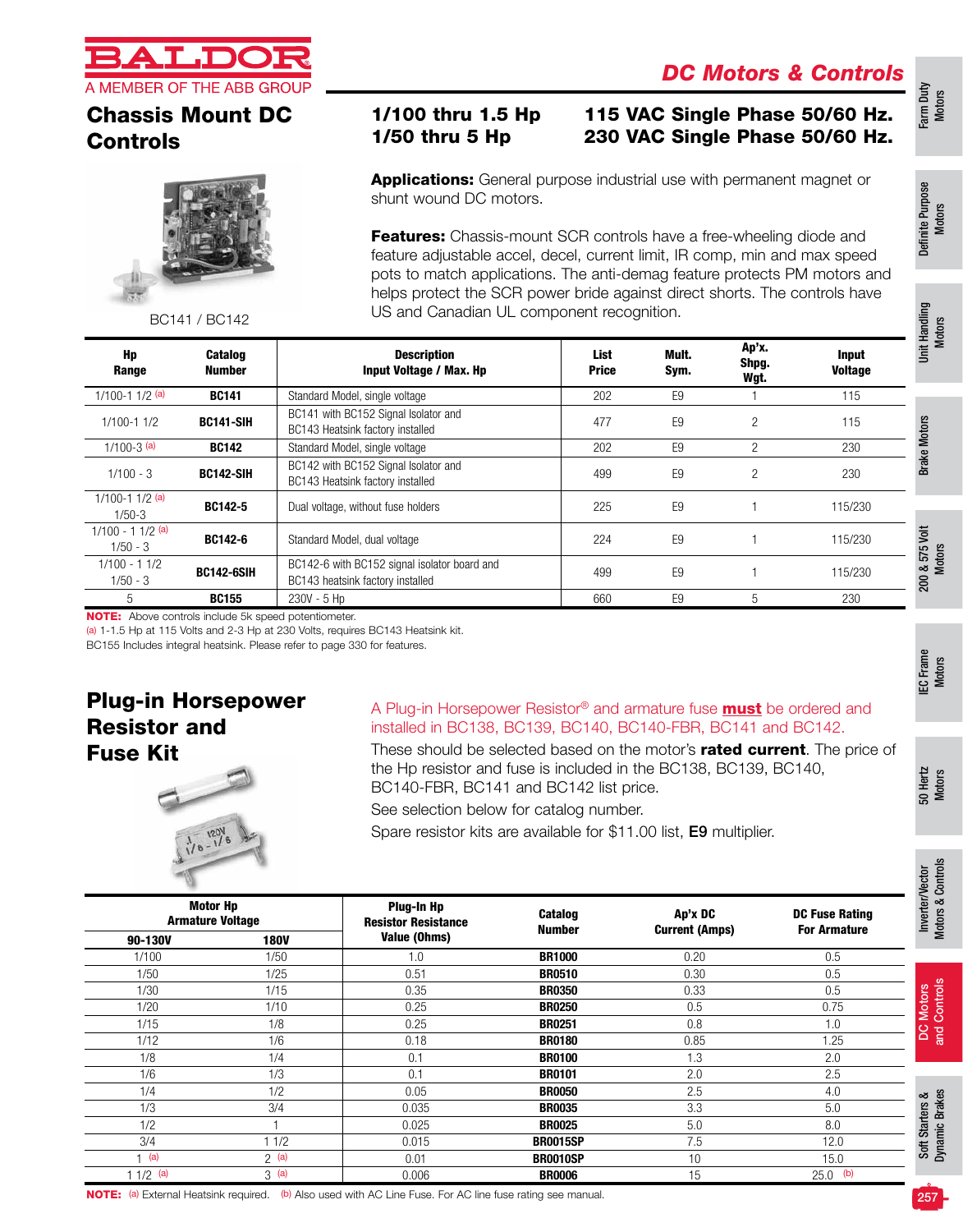# DC Motors & Controls

## Chassis Mount DC Controls

**1/100 thru 1.5 Hp** — **115 VAC Single Phase 50/60 Hz.**
**1/50 thru 5 Hp** — **230 VAC Single Phase 50/60 Hz.**

BC141 / BC142

**Applications:** General purpose industrial use with permanent magnet or shunt wound DC motors.

**Features:** Chassis-mount SCR controls have a free-wheeling diode and feature adjustable accel, decel, current limit, IR comp, min and max speed pots to match applications. The anti-demag feature protects PM motors and helps protect the SCR power bride against direct shorts. The controls have US and Canadian UL component recognition.

| Hp Range | Catalog Number | Description Input Voltage / Max. Hp | List Price | Mult. Sym. | Ap'x. Shpg. Wgt. | Input Voltage |
|---|---|---|---|---|---|---|
| 1/100-1 1/2 (a) | **BC141** | Standard Model, single voltage | 202 | E9 | 1 | 115 |
| 1/100-1 1/2 | **BC141-SIH** | BC141 with BC152 Signal Isolator and BC143 Heatsink factory installed | 477 | E9 | 2 | 115 |
| 1/100-3 (a) | **BC142** | Standard Model, single voltage | 202 | E9 | 2 | 230 |
| 1/100 - 3 | **BC142-SIH** | BC142 with BC152 Signal Isolator and BC143 Heatsink factory installed | 499 | E9 | 2 | 230 |
| 1/100-1 1/2 (a) 1/50-3 | **BC142-5** | Dual voltage, without fuse holders | 225 | E9 | 1 | 115/230 |
| 1/100 - 1 1/2 (a) 1/50 - 3 | **BC142-6** | Standard Model, dual voltage | 224 | E9 | 1 | 115/230 |
| 1/100 - 1 1/2 1/50 - 3 | **BC142-6SIH** | BC142-6 with BC152 signal isolator board and BC143 heatsink factory installed | 499 | E9 | 1 | 115/230 |
| 5 | **BC155** | 230V - 5 Hp | 660 | E9 | 5 | 230 |

**NOTE:** Above controls include 5k speed potentiometer.
(a) 1-1.5 Hp at 115 Volts and 2-3 Hp at 230 Volts, requires BC143 Heatsink kit.
BC155 Includes integral heatsink. Please refer to page 330 for features.

## Plug-in Horsepower Resistor and Fuse Kit

A Plug-in Horsepower Resistor® and armature fuse **must** be ordered and installed in BC138, BC139, BC140, BC140-FBR, BC141 and BC142.

These should be selected based on the motor's **rated current**. The price of the Hp resistor and fuse is included in the BC138, BC139, BC140, BC140-FBR, BC141 and BC142 list price.

See selection below for catalog number.

Spare resistor kits are available for $11.00 list, **E9** multiplier.

| Motor Hp Armature Voltage 90-130V | 180V | Plug-In Hp Resistor Resistance Value (Ohms) | Catalog Number | Ap'x DC Current (Amps) | DC Fuse Rating For Armature |
|---|---|---|---|---|---|
| 1/100 | 1/50 | 1.0 | **BR1000** | 0.20 | 0.5 |
| 1/50 | 1/25 | 0.51 | **BR0510** | 0.30 | 0.5 |
| 1/30 | 1/15 | 0.35 | **BR0350** | 0.33 | 0.5 |
| 1/20 | 1/10 | 0.25 | **BR0250** | 0.5 | 0.75 |
| 1/15 | 1/8 | 0.25 | **BR0251** | 0.8 | 1.0 |
| 1/12 | 1/6 | 0.18 | **BR0180** | 0.85 | 1.25 |
| 1/8 | 1/4 | 0.1 | **BR0100** | 1.3 | 2.0 |
| 1/6 | 1/3 | 0.1 | **BR0101** | 2.0 | 2.5 |
| 1/4 | 1/2 | 0.05 | **BR0050** | 2.5 | 4.0 |
| 1/3 | 3/4 | 0.035 | **BR0035** | 3.3 | 5.0 |
| 1/2 | 1 | 0.025 | **BR0025** | 5.0 | 8.0 |
| 3/4 | 1 1/2 | 0.015 | **BR0015SP** | 7.5 | 12.0 |
| 1 (a) | 2 (a) | 0.01 | **BR0010SP** | 10 | 15.0 |
| 1 1/2 (a) | 3 (a) | 0.006 | **BR0006** | 15 | 25.0 (b) |

**NOTE:** (a) External Heatsink required. (b) Also used with AC Line Fuse. For AC line fuse rating see manual.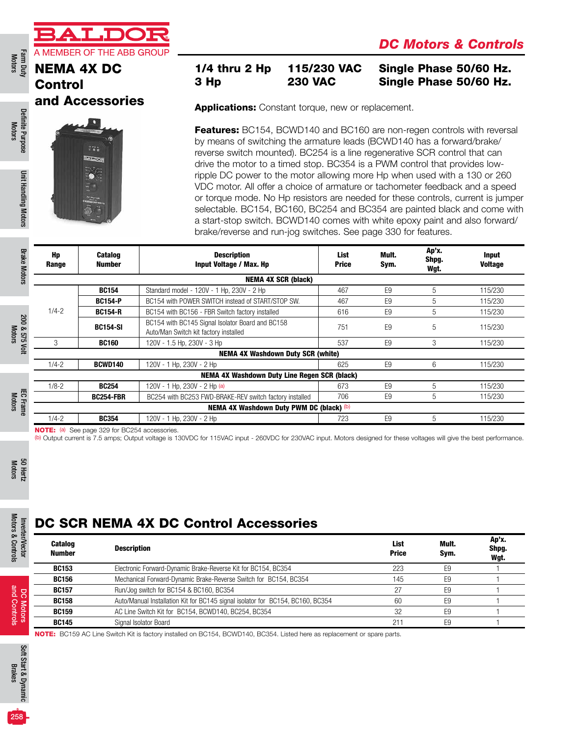# NEMA 4X DC Control and Accessories

## DC Motors & Controls

**1/4 thru 2 Hp** **115/230 VAC** **Single Phase 50/60 Hz.**
**3 Hp** **230 VAC** **Single Phase 50/60 Hz.**

**Applications:** Constant torque, new or replacement.

**Features:** BC154, BCWD140 and BC160 are non-regen controls with reversal by means of switching the armature leads (BCWD140 has a forward/brake/reverse switch mounted). BC254 is a line regenerative SCR control that can drive the motor to a timed stop. BC354 is a PWM control that provides low-ripple DC power to the motor allowing more Hp when used with a 130 or 260 VDC motor. All offer a choice of armature or tachometer feedback and a speed or torque mode. No Hp resistors are needed for these controls, current is jumper selectable. BC154, BC160, BC254 and BC354 are painted black and come with a start-stop switch. BCWD140 comes with white epoxy paint and also forward/brake/reverse and run-jog switches. See page 330 for features.

| Hp Range | Catalog Number | Description Input Voltage / Max. Hp | List Price | Mult. Sym. | Ap'x. Shpg. Wgt. | Input Voltage |
|---|---|---|---|---|---|---|
| **NEMA 4X SCR (black)** | | | | | | |
| 1/4-2 | **BC154** | Standard model - 120V - 1 Hp, 230V - 2 Hp | 467 | E9 | 5 | 115/230 |
| | **BC154-P** | BC154 with POWER SWITCH instead of START/STOP SW. | 467 | E9 | 5 | 115/230 |
| | **BC154-R** | BC154 with BC156 - FBR Switch factory installed | 616 | E9 | 5 | 115/230 |
| | **BC154-SI** | BC154 with BC145 Signal Isolator Board and BC158 Auto/Man Switch kit factory installed | 751 | E9 | 5 | 115/230 |
| 3 | **BC160** | 120V - 1.5 Hp, 230V - 3 Hp | 537 | E9 | 3 | 115/230 |
| **NEMA 4X Washdown Duty SCR (white)** | | | | | | |
| 1/4-2 | **BCWD140** | 120V - 1 Hp, 230V - 2 Hp | 625 | E9 | 6 | 115/230 |
| **NEMA 4X Washdown Duty Line Regen SCR (black)** | | | | | | |
| 1/8-2 | **BC254** | 120V - 1 Hp, 230V - 2 Hp (a) | 673 | E9 | 5 | 115/230 |
| | **BC254-FBR** | BC254 with BC253 FWD-BRAKE-REV switch factory installed | 706 | E9 | 5 | 115/230 |
| **NEMA 4X Washdown Duty PWM DC (black) (b)** | | | | | | |
| 1/4-2 | **BC354** | 120V - 1 Hp, 230V - 2 Hp | 723 | E9 | 5 | 115/230 |

**NOTE:** (a) See page 329 for BC254 accessories.
(b) Output current is 7.5 amps; Output voltage is 130VDC for 115VAC input - 260VDC for 230VAC input. Motors designed for these voltages will give the best performance.

## DC SCR NEMA 4X DC Control Accessories

| Catalog Number | Description | List Price | Mult. Sym. | Ap'x. Shpg. Wgt. |
|---|---|---|---|---|
| **BC153** | Electronic Forward-Dynamic Brake-Reverse Kit for BC154, BC354 | 223 | E9 | 1 |
| **BC156** | Mechanical Forward-Dynamic Brake-Reverse Switch for BC154, BC354 | 145 | E9 | 1 |
| **BC157** | Run/Jog switch for BC154 & BC160, BC354 | 27 | E9 | 1 |
| **BC158** | Auto/Manual Installation Kit for BC145 signal isolator for BC154, BC160, BC354 | 60 | E9 | 1 |
| **BC159** | AC Line Switch Kit for BC154, BCWD140, BC254, BC354 | 32 | E9 | 1 |
| **BC145** | Signal Isolator Board | 211 | E9 | 1 |

**NOTE:** BC159 AC Line Switch Kit is factory installed on BC154, BCWD140, BC354. Listed here as replacement or spare parts.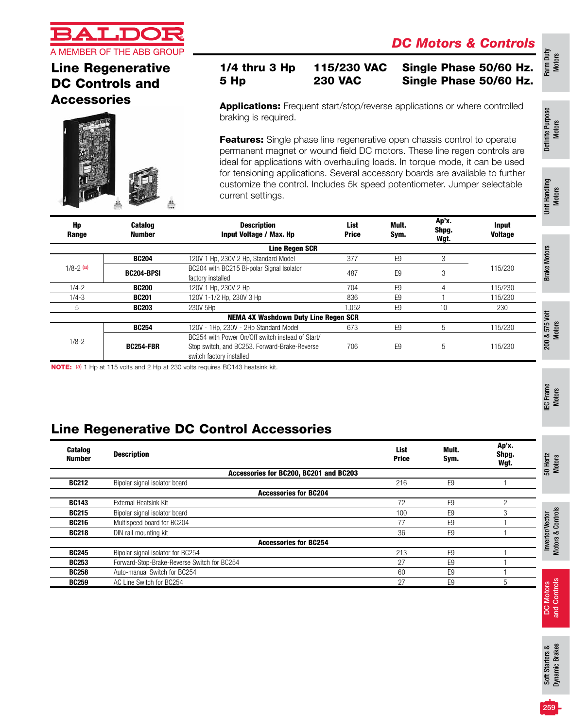BALDOR
A MEMBER OF THE ABB GROUP

**DC Motors & Controls**

# Line Regenerative DC Controls and Accessories

| | | |
|---|---|---|
| **1/4 thru 3 Hp** | **115/230 VAC** | **Single Phase 50/60 Hz.** |
| **5 Hp** | **230 VAC** | **Single Phase 50/60 Hz.** |

**Applications:** Frequent start/stop/reverse applications or where controlled braking is required.

**Features:** Single phase line regenerative open chassis control to operate permanent magnet or wound field DC motors. These line regen controls are ideal for applications with overhauling loads. In torque mode, it can be used for tensioning applications. Several accessory boards are available to further customize the control. Includes 5k speed potentiometer. Jumper selectable current settings.

| Hp Range | Catalog Number | Description Input Voltage / Max. Hp | List Price | Mult. Sym. | Ap'x. Shpg. Wgt. | Input Voltage |
|---|---|---|---|---|---|---|
| | | **Line Regen SCR** | | | | |
| 1/8-2 [a] | **BC204** | 120V 1 Hp, 230V 2 Hp, Standard Model | 377 | E9 | 3 | 115/230 |
| | **BC204-BPSI** | BC204 with BC215 Bi-polar Signal Isolator factory installed | 487 | E9 | 3 | |
| 1/4-2 | **BC200** | 120V 1 Hp, 230V 2 Hp | 704 | E9 | 4 | 115/230 |
| 1/4-3 | **BC201** | 120V 1-1/2 Hp, 230V 3 Hp | 836 | E9 | 1 | 115/230 |
| 5 | **BC203** | 230V 5Hp | 1,052 | E9 | 10 | 230 |
| | | **NEMA 4X Washdown Duty Line Regen SCR** | | | | |
| 1/8-2 | **BC254** | 120V - 1Hp, 230V - 2Hp Standard Model | 673 | E9 | 5 | 115/230 |
| | **BC254-FBR** | BC254 with Power On/Off switch instead of Start/Stop switch, and BC253. Forward-Brake-Reverse switch factory installed | 706 | E9 | 5 | 115/230 |

**NOTE:** (a) 1 Hp at 115 volts and 2 Hp at 230 volts requires BC143 heatsink kit.

## Line Regenerative DC Control Accessories

| Catalog Number | Description | List Price | Mult. Sym. | Ap'x. Shpg. Wgt. |
|---|---|---|---|---|
| | **Accessories for BC200, BC201 and BC203** | | | |
| **BC212** | Bipolar signal isolator board | 216 | E9 | 1 |
| | **Accessories for BC204** | | | |
| **BC143** | External Heatsink Kit | 72 | E9 | 2 |
| **BC215** | Bipolar signal isolator board | 100 | E9 | 3 |
| **BC216** | Multispeed board for BC204 | 77 | E9 | 1 |
| **BC218** | DIN rail mounting kit | 36 | E9 | 1 |
| | **Accessories for BC254** | | | |
| **BC245** | Bipolar signal isolator for BC254 | 213 | E9 | 1 |
| **BC253** | Forward-Stop-Brake-Reverse Switch for BC254 | 27 | E9 | 1 |
| **BC258** | Auto-manual Switch for BC254 | 60 | E9 | 1 |
| **BC259** | AC Line Switch for BC254 | 27 | E9 | 5 |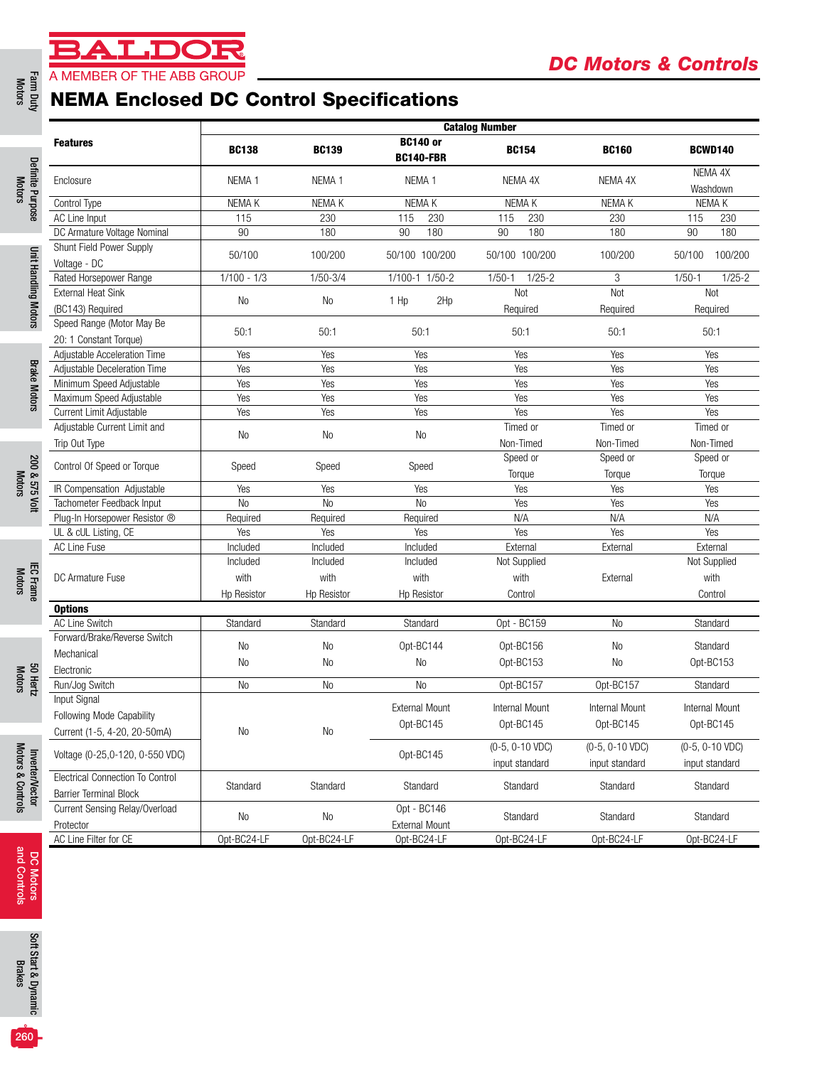# NEMA Enclosed DC Control Specifications

| Features | BC138 | BC139 | BC140 or BC140-FBR | BC154 | BC160 | BCWD140 |
|---|---|---|---|---|---|---|
| Enclosure | NEMA 1 | NEMA 1 | NEMA 1 | NEMA 4X | NEMA 4X | NEMA 4X Washdown |
| Control Type | NEMA K | NEMA K | NEMA K | NEMA K | NEMA K | NEMA K |
| AC Line Input | 115 | 230 | 115 230 | 115 230 | 230 | 115 230 |
| DC Armature Voltage Nominal | 90 | 180 | 90 180 | 90 180 | 180 | 90 180 |
| Shunt Field Power Supply Voltage - DC | 50/100 | 100/200 | 50/100 100/200 | 50/100 100/200 | 100/200 | 50/100 100/200 |
| Rated Horsepower Range | 1/100 - 1/3 | 1/50-3/4 | 1/100-1 1/50-2 | 1/50-1 1/25-2 | 3 | 1/50-1 1/25-2 |
| External Heat Sink (BC143) Required | No | No | 1 Hp 2Hp | Not Required | Not Required | Not Required |
| Speed Range (Motor May Be 20: 1 Constant Torque) | 50:1 | 50:1 | 50:1 | 50:1 | 50:1 | 50:1 |
| Adjustable Acceleration Time | Yes | Yes | Yes | Yes | Yes | Yes |
| Adjustable Deceleration Time | Yes | Yes | Yes | Yes | Yes | Yes |
| Minimum Speed Adjustable | Yes | Yes | Yes | Yes | Yes | Yes |
| Maximum Speed Adjustable | Yes | Yes | Yes | Yes | Yes | Yes |
| Current Limit Adjustable | Yes | Yes | Yes | Yes | Yes | Yes |
| Adjustable Current Limit and Trip Out Type | No | No | No | Timed or Non-Timed | Timed or Non-Timed | Timed or Non-Timed |
| Control Of Speed or Torque | Speed | Speed | Speed | Speed or Torque | Speed or Torque | Speed or Torque |
| IR Compensation Adjustable | Yes | Yes | Yes | Yes | Yes | Yes |
| Tachometer Feedback Input | No | No | No | Yes | Yes | Yes |
| Plug-In Horsepower Resistor ® | Required | Required | Required | N/A | N/A | N/A |
| UL & cUL Listing, CE | Yes | Yes | Yes | Yes | Yes | Yes |
| AC Line Fuse | Included | Included | Included | External | External | External |
| DC Armature Fuse | Included with Hp Resistor | Included with Hp Resistor | Included with Hp Resistor | Not Supplied with Control | External | Not Supplied with Control |
| **Options** | | | | | | |
| AC Line Switch | Standard | Standard | Standard | Opt - BC159 | No | Standard |
| Forward/Brake/Reverse Switch Mechanical | No | No | Opt-BC144 | Opt-BC156 | No | Standard |
| Electronic | No | No | No | Opt-BC153 | No | Opt-BC153 |
| Run/Jog Switch | No | No | No | Opt-BC157 | Opt-BC157 | Standard |
| Input Signal Following Mode Capability Current (1-5, 4-20, 20-50mA) | No | No | External Mount Opt-BC145 | Internal Mount Opt-BC145 | Internal Mount Opt-BC145 | Internal Mount Opt-BC145 |
| Voltage (0-25,0-120, 0-550 VDC) | | | Opt-BC145 | (0-5, 0-10 VDC) input standard | (0-5, 0-10 VDC) input standard | (0-5, 0-10 VDC) input standard |
| Electrical Connection To Control Barrier Terminal Block | Standard | Standard | Standard | Standard | Standard | Standard |
| Current Sensing Relay/Overload Protector | No | No | Opt - BC146 External Mount | Standard | Standard | Standard |
| AC Line Filter for CE | Opt-BC24-LF | Opt-BC24-LF | Opt-BC24-LF | Opt-BC24-LF | Opt-BC24-LF | Opt-BC24-LF |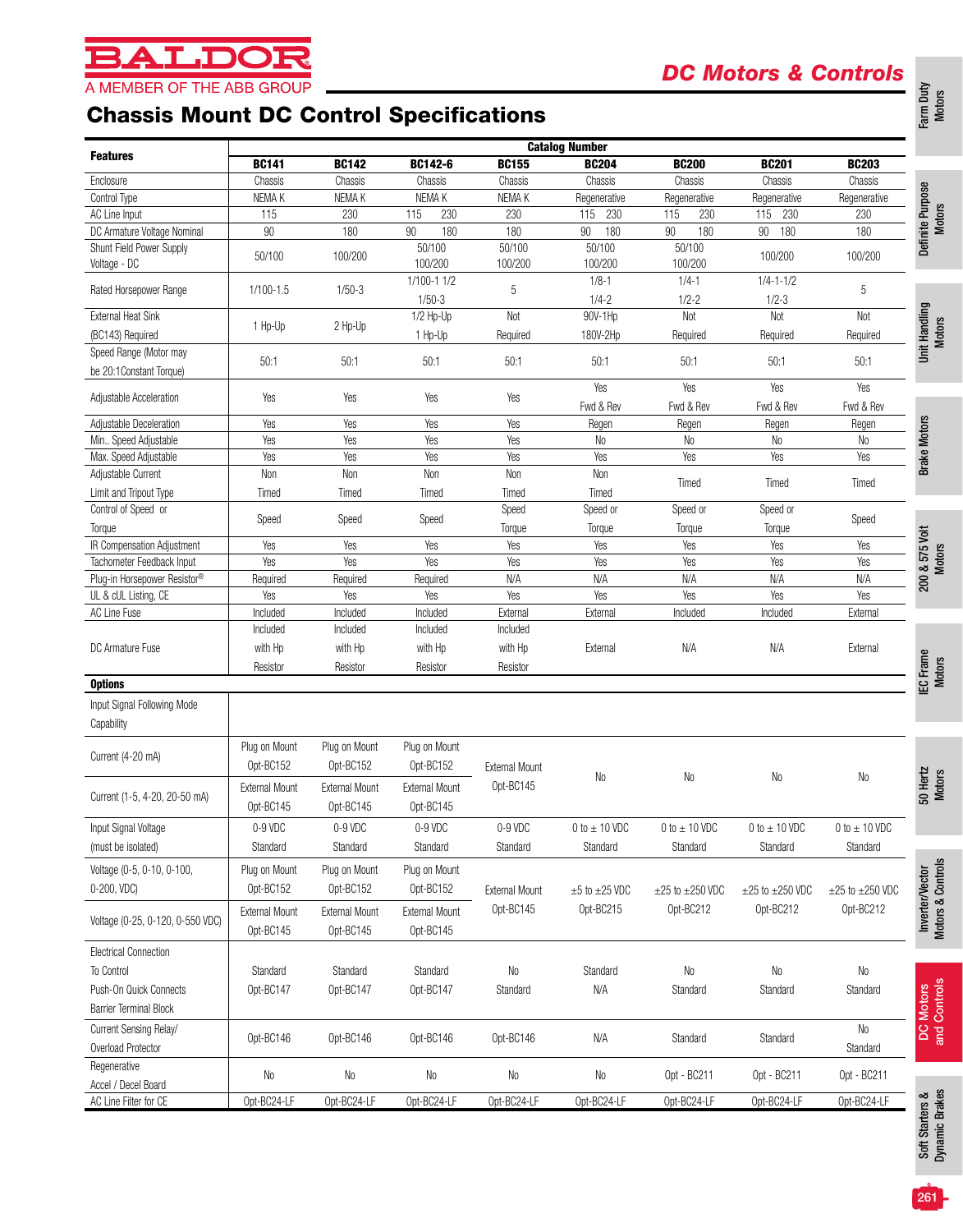## Chassis Mount DC Control Specifications

| Features | Catalog Number | | | | | | | |
|---|---|---|---|---|---|---|---|---|
| | BC141 | BC142 | BC142-6 | BC155 | BC204 | BC200 | BC201 | BC203 |
| Enclosure | Chassis | Chassis | Chassis | Chassis | Chassis | Chassis | Chassis | Chassis |
| Control Type | NEMA K | NEMA K | NEMA K | NEMA K | Regenerative | Regenerative | Regenerative | Regenerative |
| AC Line Input | 115 | 230 | 115 230 | 230 | 115 230 | 115 230 | 115 230 | 230 |
| DC Armature Voltage Nominal | 90 | 180 | 90 180 | 180 | 90 180 | 90 180 | 90 180 | 180 |
| Shunt Field Power Supply Voltage - DC | 50/100 | 100/200 | 50/100 100/200 | 50/100 100/200 | 50/100 100/200 | 50/100 100/200 | 100/200 | 100/200 |
| Rated Horsepower Range | 1/100-1.5 | 1/50-3 | 1/100-1 1/2 1/50-3 | 5 | 1/8-1 1/4-2 | 1/4-1 1/2-2 | 1/4-1-1/2 1/2-3 | 5 |
| External Heat Sink (BC143) Required | 1 Hp-Up | 2 Hp-Up | 1/2 Hp-Up 1 Hp-Up | Not Required | 90V-1Hp 180V-2Hp | Not Required | Not Required | Not Required |
| Speed Range (Motor may be 20:1Constant Torque) | 50:1 | 50:1 | 50:1 | 50:1 | 50:1 | 50:1 | 50:1 | 50:1 |
| Adjustable Acceleration | Yes | Yes | Yes | Yes | Yes Fwd & Rev | Yes Fwd & Rev | Yes Fwd & Rev | Yes Fwd & Rev |
| Adjustable Deceleration | Yes | Yes | Yes | Yes | Regen | Regen | Regen | Regen |
| Min.. Speed Adjustable | Yes | Yes | Yes | Yes | No | No | No | No |
| Max. Speed Adjustable | Yes | Yes | Yes | Yes | Yes | Yes | Yes | Yes |
| Adjustable Current Limit and Tripout Type | Non Timed | Non Timed | Non Timed | Non Timed | Non Timed | Timed | Timed | Timed |
| Control of Speed or Torque | Speed | Speed | Speed | Speed Torque | Speed or Torque | Speed or Torque | Speed or Torque | Speed |
| IR Compensation Adjustment | Yes | Yes | Yes | Yes | Yes | Yes | Yes | Yes |
| Tachometer Feedback Input | Yes | Yes | Yes | Yes | Yes | Yes | Yes | Yes |
| Plug-in Horsepower Resistor® | Required | Required | Required | N/A | N/A | N/A | N/A | N/A |
| UL & cUL Listing, CE | Yes | Yes | Yes | Yes | Yes | Yes | Yes | Yes |
| AC Line Fuse | Included | Included | Included | External | External | Included | Included | External |
| DC Armature Fuse | Included with Hp Resistor | Included with Hp Resistor | Included with Hp Resistor | Included with Hp Resistor | External | N/A | N/A | External |
| **Options** | | | | | | | | |
| Input Signal Following Mode Capability | | | | | | | | |
| Current (4-20 mA) | Plug on Mount Opt-BC152 | Plug on Mount Opt-BC152 | Plug on Mount Opt-BC152 | External Mount Opt-BC145 | No | No | No | No |
| Current (1-5, 4-20, 20-50 mA) | External Mount Opt-BC145 | External Mount Opt-BC145 | External Mount Opt-BC145 | | | | | |
| Input Signal Voltage (must be isolated) | 0-9 VDC Standard | 0-9 VDC Standard | 0-9 VDC Standard | 0-9 VDC Standard | 0 to ± 10 VDC Standard | 0 to ± 10 VDC Standard | 0 to ± 10 VDC Standard | 0 to ± 10 VDC Standard |
| Voltage (0-5, 0-10, 0-100, 0-200, VDC) | Plug on Mount Opt-BC152 | Plug on Mount Opt-BC152 | Plug on Mount Opt-BC152 | External Mount Opt-BC145 | ±5 to ±25 VDC Opt-BC215 | ±25 to ±250 VDC Opt-BC212 | ±25 to ±250 VDC Opt-BC212 | ±25 to ±250 VDC Opt-BC212 |
| Voltage (0-25, 0-120, 0-550 VDC) | External Mount Opt-BC145 | External Mount Opt-BC145 | External Mount Opt-BC145 | | | | | |
| Electrical Connection To Control Push-On Quick Connects Barrier Terminal Block | Standard Opt-BC147 | Standard Opt-BC147 | Standard Opt-BC147 | No Standard | Standard N/A | No Standard | No Standard | No Standard |
| Current Sensing Relay/ Overload Protector | Opt-BC146 | Opt-BC146 | Opt-BC146 | Opt-BC146 | N/A | Standard | Standard | No Standard |
| Regenerative Accel / Decel Board | No | No | No | No | No | Opt - BC211 | Opt - BC211 | Opt - BC211 |
| AC Line Filter for CE | Opt-BC24-LF | Opt-BC24-LF | Opt-BC24-LF | Opt-BC24-LF | Opt-BC24-LF | Opt-BC24-LF | Opt-BC24-LF | Opt-BC24-LF |